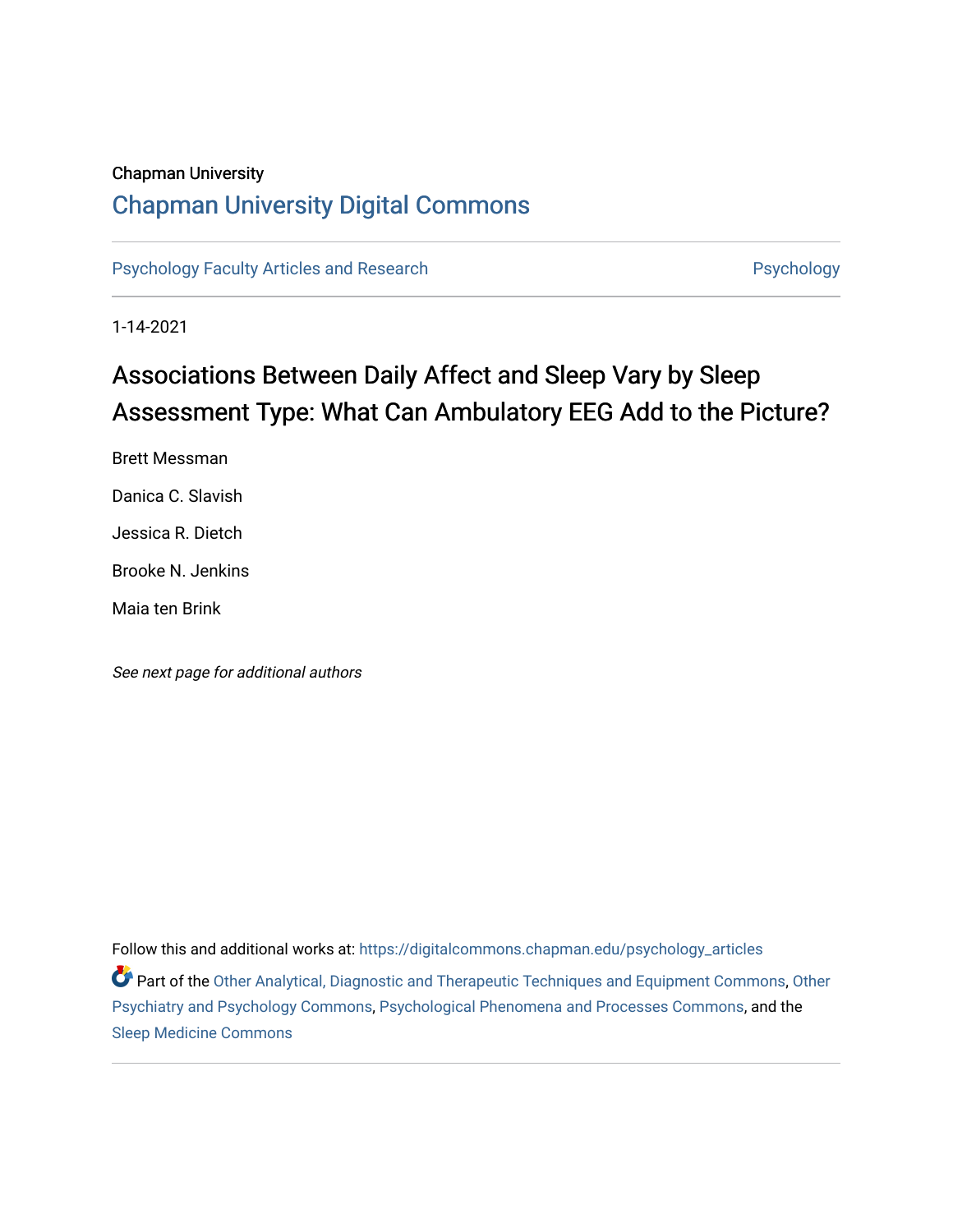Chapman University

# Chapman University Digital Commons

Psychology Faculty Articles and Research | Psychology

1-14-2021

## Associations Between Daily Affect and Sleep Vary by Sleep Assessment Type: What Can Ambulatory EEG Add to the Picture?

Brett Messman

Danica C. Slavish

Jessica R. Dietch

Brooke N. Jenkins

Maia ten Brink

*See next page for additional authors*

Follow this and additional works at: https://digitalcommons.chapman.edu/psychology_articles

Part of the Other Analytical, Diagnostic and Therapeutic Techniques and Equipment Commons, Other Psychiatry and Psychology Commons, Psychological Phenomena and Processes Commons, and the Sleep Medicine Commons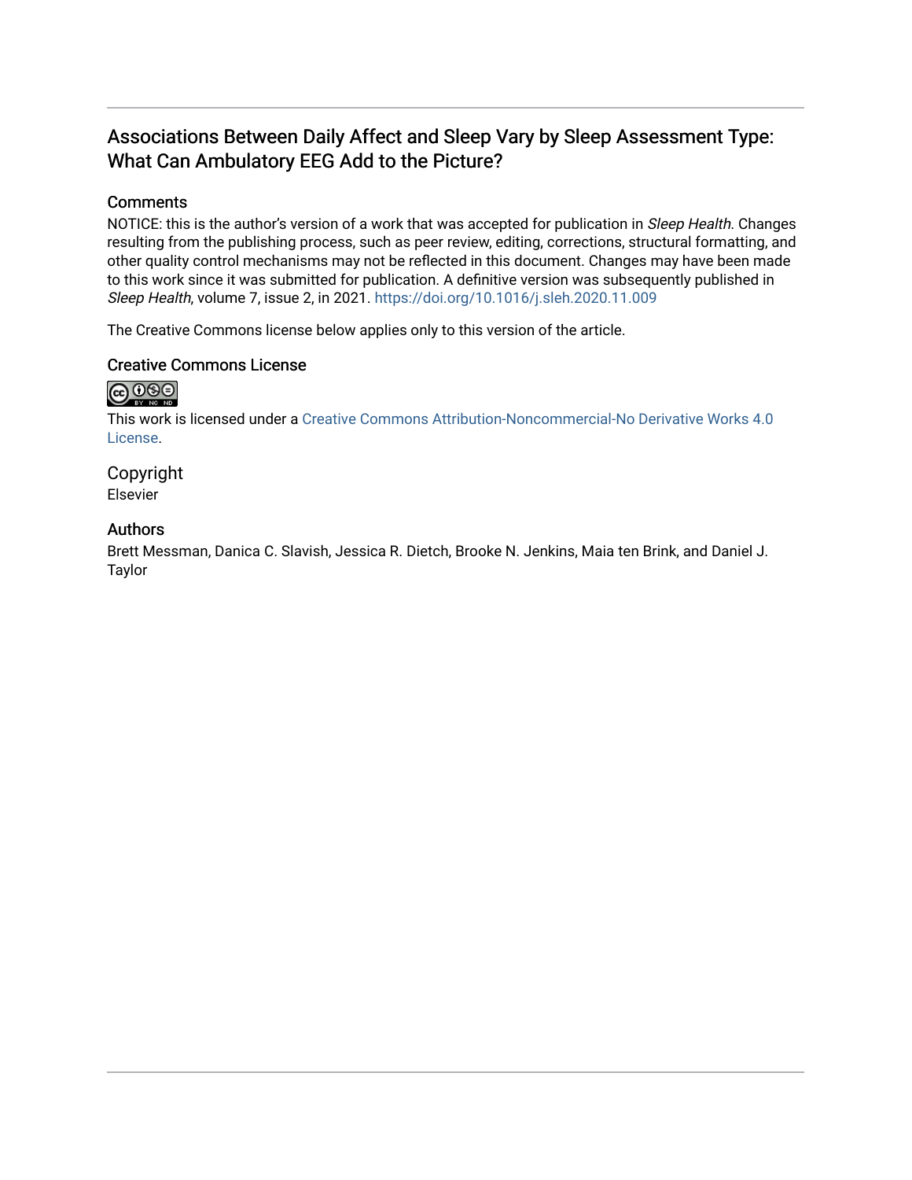# Associations Between Daily Affect and Sleep Vary by Sleep Assessment Type: What Can Ambulatory EEG Add to the Picture?

## Comments

NOTICE: this is the author's version of a work that was accepted for publication in *Sleep Health*. Changes resulting from the publishing process, such as peer review, editing, corrections, structural formatting, and other quality control mechanisms may not be reflected in this document. Changes may have been made to this work since it was submitted for publication. A definitive version was subsequently published in *Sleep Health*, volume 7, issue 2, in 2021. https://doi.org/10.1016/j.sleh.2020.11.009

The Creative Commons license below applies only to this version of the article.

## Creative Commons License

This work is licensed under a Creative Commons Attribution-Noncommercial-No Derivative Works 4.0 License.

## Copyright

Elsevier

## Authors

Brett Messman, Danica C. Slavish, Jessica R. Dietch, Brooke N. Jenkins, Maia ten Brink, and Daniel J. Taylor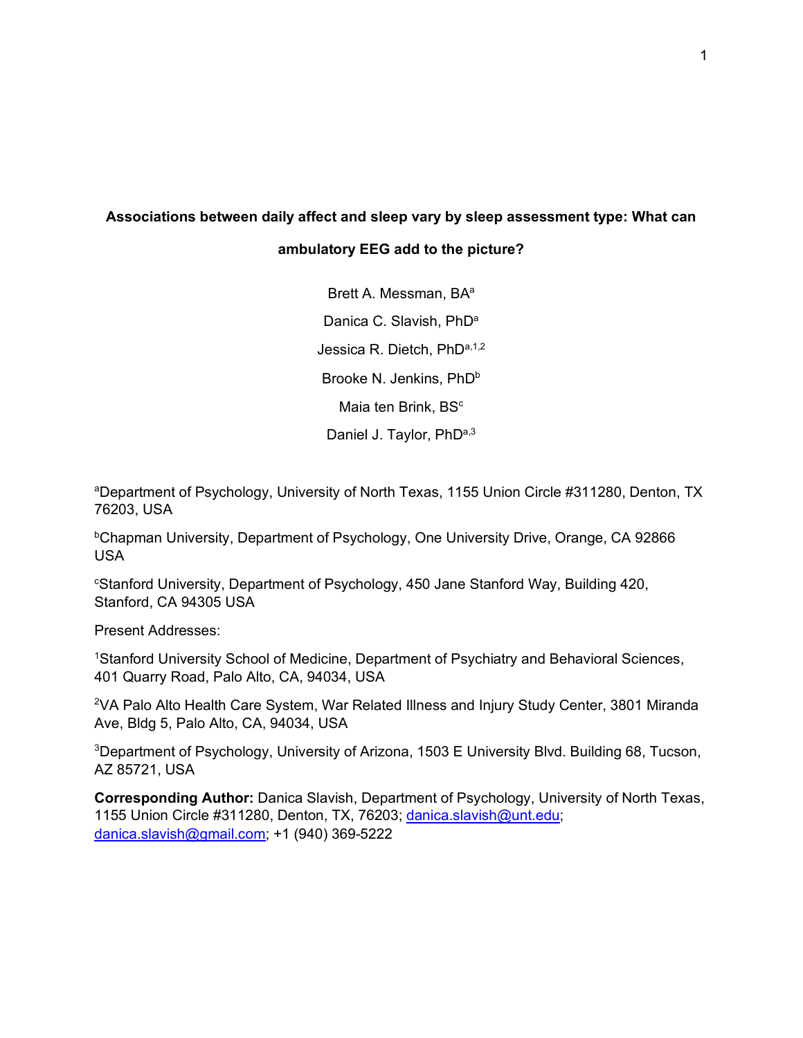**Associations between daily affect and sleep vary by sleep assessment type: What can ambulatory EEG add to the picture?**

Brett A. Messman, BA[a]

Danica C. Slavish, PhD[a]

Jessica R. Dietch, PhD[a,1,2]

Brooke N. Jenkins, PhD[b]

Maia ten Brink, BS[c]

Daniel J. Taylor, PhD[a,3]

[a]Department of Psychology, University of North Texas, 1155 Union Circle #311280, Denton, TX 76203, USA

[b]Chapman University, Department of Psychology, One University Drive, Orange, CA 92866 USA

[c]Stanford University, Department of Psychology, 450 Jane Stanford Way, Building 420, Stanford, CA 94305 USA

Present Addresses:

[1]Stanford University School of Medicine, Department of Psychiatry and Behavioral Sciences, 401 Quarry Road, Palo Alto, CA, 94034, USA

[2]VA Palo Alto Health Care System, War Related Illness and Injury Study Center, 3801 Miranda Ave, Bldg 5, Palo Alto, CA, 94034, USA

[3]Department of Psychology, University of Arizona, 1503 E University Blvd. Building 68, Tucson, AZ 85721, USA

**Corresponding Author:** Danica Slavish, Department of Psychology, University of North Texas, 1155 Union Circle #311280, Denton, TX, 76203; danica.slavish@unt.edu; danica.slavish@gmail.com; +1 (940) 369-5222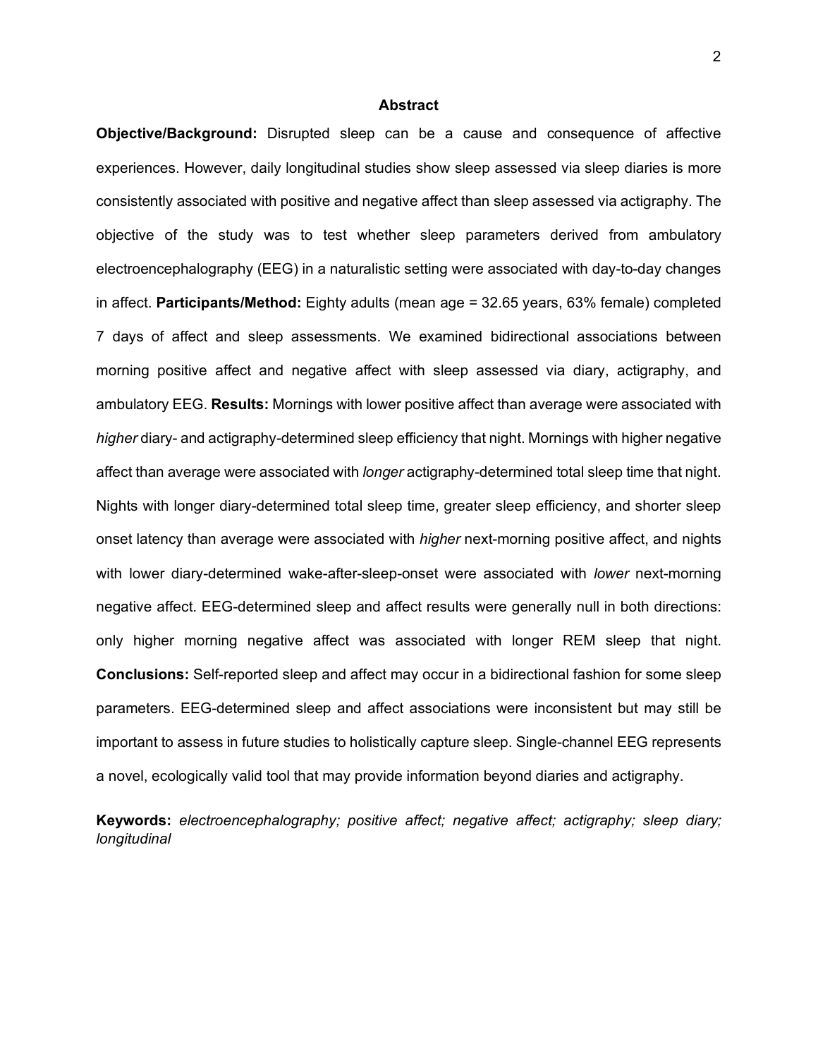## Abstract

**Objective/Background:** Disrupted sleep can be a cause and consequence of affective experiences. However, daily longitudinal studies show sleep assessed via sleep diaries is more consistently associated with positive and negative affect than sleep assessed via actigraphy. The objective of the study was to test whether sleep parameters derived from ambulatory electroencephalography (EEG) in a naturalistic setting were associated with day-to-day changes in affect. **Participants/Method:** Eighty adults (mean age = 32.65 years, 63% female) completed 7 days of affect and sleep assessments. We examined bidirectional associations between morning positive affect and negative affect with sleep assessed via diary, actigraphy, and ambulatory EEG. **Results:** Mornings with lower positive affect than average were associated with *higher* diary- and actigraphy-determined sleep efficiency that night. Mornings with higher negative affect than average were associated with *longer* actigraphy-determined total sleep time that night. Nights with longer diary-determined total sleep time, greater sleep efficiency, and shorter sleep onset latency than average were associated with *higher* next-morning positive affect, and nights with lower diary-determined wake-after-sleep-onset were associated with *lower* next-morning negative affect. EEG-determined sleep and affect results were generally null in both directions: only higher morning negative affect was associated with longer REM sleep that night. **Conclusions:** Self-reported sleep and affect may occur in a bidirectional fashion for some sleep parameters. EEG-determined sleep and affect associations were inconsistent but may still be important to assess in future studies to holistically capture sleep. Single-channel EEG represents a novel, ecologically valid tool that may provide information beyond diaries and actigraphy.

**Keywords:** *electroencephalography; positive affect; negative affect; actigraphy; sleep diary; longitudinal*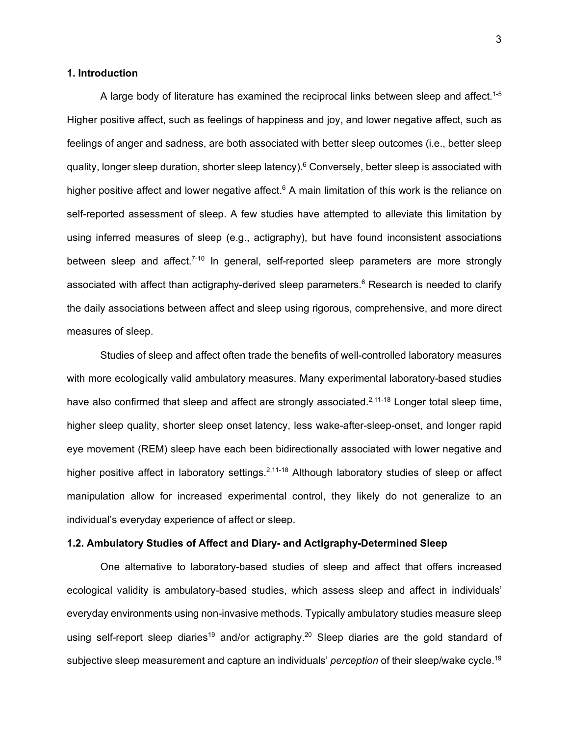## 1. Introduction

A large body of literature has examined the reciprocal links between sleep and affect.[1-5] Higher positive affect, such as feelings of happiness and joy, and lower negative affect, such as feelings of anger and sadness, are both associated with better sleep outcomes (i.e., better sleep quality, longer sleep duration, shorter sleep latency).[6] Conversely, better sleep is associated with higher positive affect and lower negative affect.[6] A main limitation of this work is the reliance on self-reported assessment of sleep. A few studies have attempted to alleviate this limitation by using inferred measures of sleep (e.g., actigraphy), but have found inconsistent associations between sleep and affect.[7-10] In general, self-reported sleep parameters are more strongly associated with affect than actigraphy-derived sleep parameters.[6] Research is needed to clarify the daily associations between affect and sleep using rigorous, comprehensive, and more direct measures of sleep.

Studies of sleep and affect often trade the benefits of well-controlled laboratory measures with more ecologically valid ambulatory measures. Many experimental laboratory-based studies have also confirmed that sleep and affect are strongly associated.[2,11-18] Longer total sleep time, higher sleep quality, shorter sleep onset latency, less wake-after-sleep-onset, and longer rapid eye movement (REM) sleep have each been bidirectionally associated with lower negative and higher positive affect in laboratory settings.[2,11-18] Although laboratory studies of sleep or affect manipulation allow for increased experimental control, they likely do not generalize to an individual's everyday experience of affect or sleep.

### 1.2. Ambulatory Studies of Affect and Diary- and Actigraphy-Determined Sleep

One alternative to laboratory-based studies of sleep and affect that offers increased ecological validity is ambulatory-based studies, which assess sleep and affect in individuals' everyday environments using non-invasive methods. Typically ambulatory studies measure sleep using self-report sleep diaries[19] and/or actigraphy.[20] Sleep diaries are the gold standard of subjective sleep measurement and capture an individuals' *perception* of their sleep/wake cycle.[19]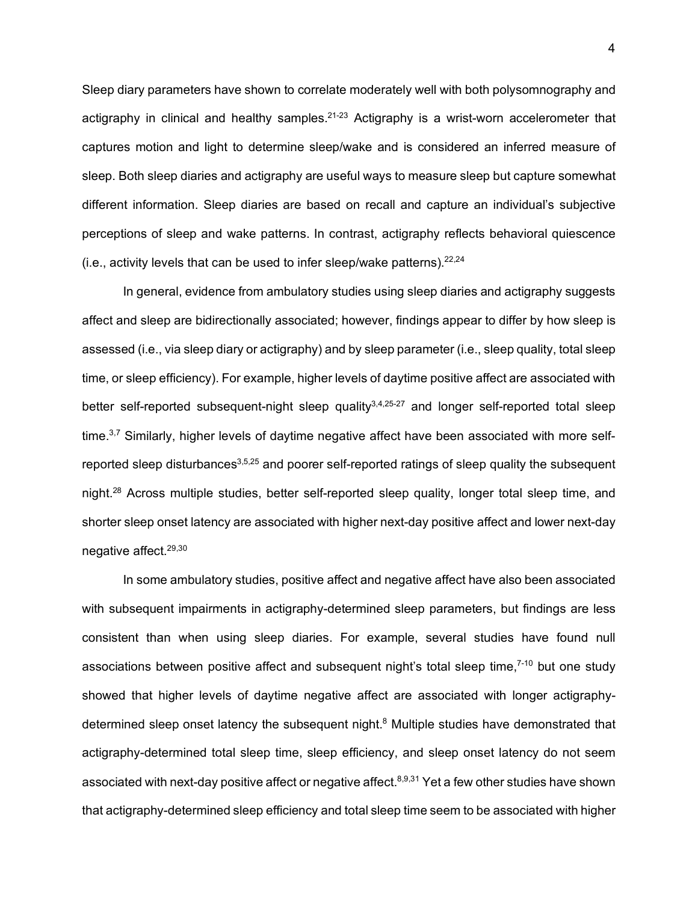Sleep diary parameters have shown to correlate moderately well with both polysomnography and actigraphy in clinical and healthy samples.[21-23] Actigraphy is a wrist-worn accelerometer that captures motion and light to determine sleep/wake and is considered an inferred measure of sleep. Both sleep diaries and actigraphy are useful ways to measure sleep but capture somewhat different information. Sleep diaries are based on recall and capture an individual's subjective perceptions of sleep and wake patterns. In contrast, actigraphy reflects behavioral quiescence (i.e., activity levels that can be used to infer sleep/wake patterns).[22,24]

In general, evidence from ambulatory studies using sleep diaries and actigraphy suggests affect and sleep are bidirectionally associated; however, findings appear to differ by how sleep is assessed (i.e., via sleep diary or actigraphy) and by sleep parameter (i.e., sleep quality, total sleep time, or sleep efficiency). For example, higher levels of daytime positive affect are associated with better self-reported subsequent-night sleep quality[3,4,25-27] and longer self-reported total sleep time.[3,7] Similarly, higher levels of daytime negative affect have been associated with more self-reported sleep disturbances[3,5,25] and poorer self-reported ratings of sleep quality the subsequent night.[28] Across multiple studies, better self-reported sleep quality, longer total sleep time, and shorter sleep onset latency are associated with higher next-day positive affect and lower next-day negative affect.[29,30]

In some ambulatory studies, positive affect and negative affect have also been associated with subsequent impairments in actigraphy-determined sleep parameters, but findings are less consistent than when using sleep diaries. For example, several studies have found null associations between positive affect and subsequent night's total sleep time,[7-10] but one study showed that higher levels of daytime negative affect are associated with longer actigraphy-determined sleep onset latency the subsequent night.[8] Multiple studies have demonstrated that actigraphy-determined total sleep time, sleep efficiency, and sleep onset latency do not seem associated with next-day positive affect or negative affect.[8,9,31] Yet a few other studies have shown that actigraphy-determined sleep efficiency and total sleep time seem to be associated with higher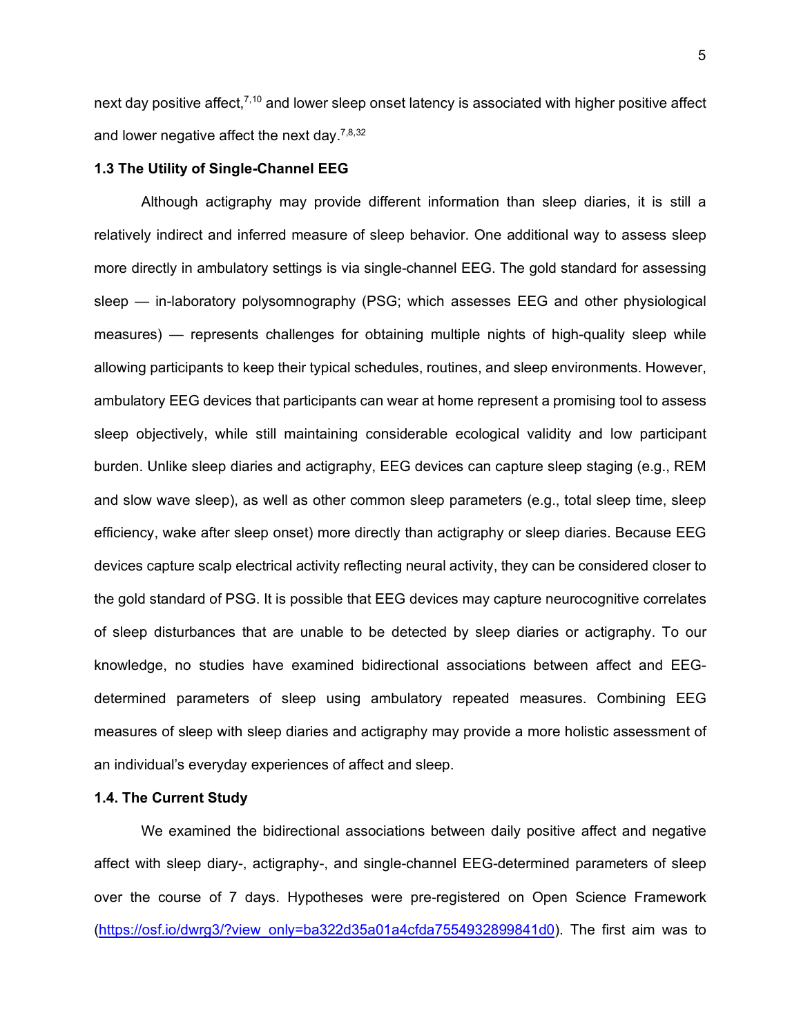next day positive affect,[7,10] and lower sleep onset latency is associated with higher positive affect and lower negative affect the next day.[7,8,32]

### 1.3 The Utility of Single-Channel EEG

Although actigraphy may provide different information than sleep diaries, it is still a relatively indirect and inferred measure of sleep behavior. One additional way to assess sleep more directly in ambulatory settings is via single-channel EEG. The gold standard for assessing sleep — in-laboratory polysomnography (PSG; which assesses EEG and other physiological measures) — represents challenges for obtaining multiple nights of high-quality sleep while allowing participants to keep their typical schedules, routines, and sleep environments. However, ambulatory EEG devices that participants can wear at home represent a promising tool to assess sleep objectively, while still maintaining considerable ecological validity and low participant burden. Unlike sleep diaries and actigraphy, EEG devices can capture sleep staging (e.g., REM and slow wave sleep), as well as other common sleep parameters (e.g., total sleep time, sleep efficiency, wake after sleep onset) more directly than actigraphy or sleep diaries. Because EEG devices capture scalp electrical activity reflecting neural activity, they can be considered closer to the gold standard of PSG. It is possible that EEG devices may capture neurocognitive correlates of sleep disturbances that are unable to be detected by sleep diaries or actigraphy. To our knowledge, no studies have examined bidirectional associations between affect and EEG-determined parameters of sleep using ambulatory repeated measures. Combining EEG measures of sleep with sleep diaries and actigraphy may provide a more holistic assessment of an individual's everyday experiences of affect and sleep.

### 1.4. The Current Study

We examined the bidirectional associations between daily positive affect and negative affect with sleep diary-, actigraphy-, and single-channel EEG-determined parameters of sleep over the course of 7 days. Hypotheses were pre-registered on Open Science Framework (https://osf.io/dwrg3/?view_only=ba322d35a01a4cfda7554932899841d0). The first aim was to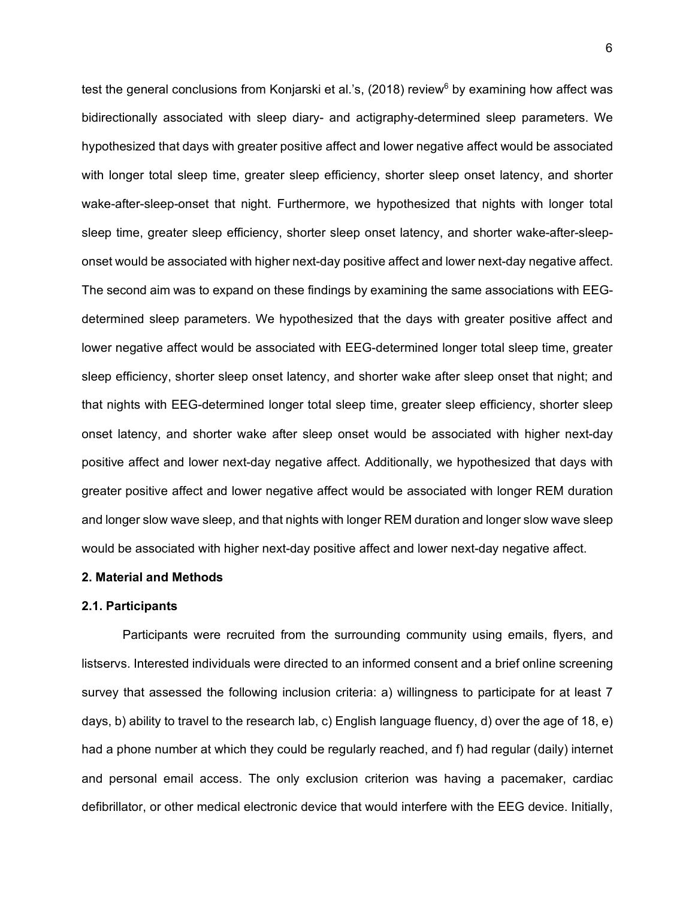test the general conclusions from Konjarski et al.'s, (2018) review[6] by examining how affect was bidirectionally associated with sleep diary- and actigraphy-determined sleep parameters. We hypothesized that days with greater positive affect and lower negative affect would be associated with longer total sleep time, greater sleep efficiency, shorter sleep onset latency, and shorter wake-after-sleep-onset that night. Furthermore, we hypothesized that nights with longer total sleep time, greater sleep efficiency, shorter sleep onset latency, and shorter wake-after-sleep-onset would be associated with higher next-day positive affect and lower next-day negative affect. The second aim was to expand on these findings by examining the same associations with EEG-determined sleep parameters. We hypothesized that the days with greater positive affect and lower negative affect would be associated with EEG-determined longer total sleep time, greater sleep efficiency, shorter sleep onset latency, and shorter wake after sleep onset that night; and that nights with EEG-determined longer total sleep time, greater sleep efficiency, shorter sleep onset latency, and shorter wake after sleep onset would be associated with higher next-day positive affect and lower next-day negative affect. Additionally, we hypothesized that days with greater positive affect and lower negative affect would be associated with longer REM duration and longer slow wave sleep, and that nights with longer REM duration and longer slow wave sleep would be associated with higher next-day positive affect and lower next-day negative affect.

## 2. Material and Methods

### 2.1. Participants

Participants were recruited from the surrounding community using emails, flyers, and listservs. Interested individuals were directed to an informed consent and a brief online screening survey that assessed the following inclusion criteria: a) willingness to participate for at least 7 days, b) ability to travel to the research lab, c) English language fluency, d) over the age of 18, e) had a phone number at which they could be regularly reached, and f) had regular (daily) internet and personal email access. The only exclusion criterion was having a pacemaker, cardiac defibrillator, or other medical electronic device that would interfere with the EEG device. Initially,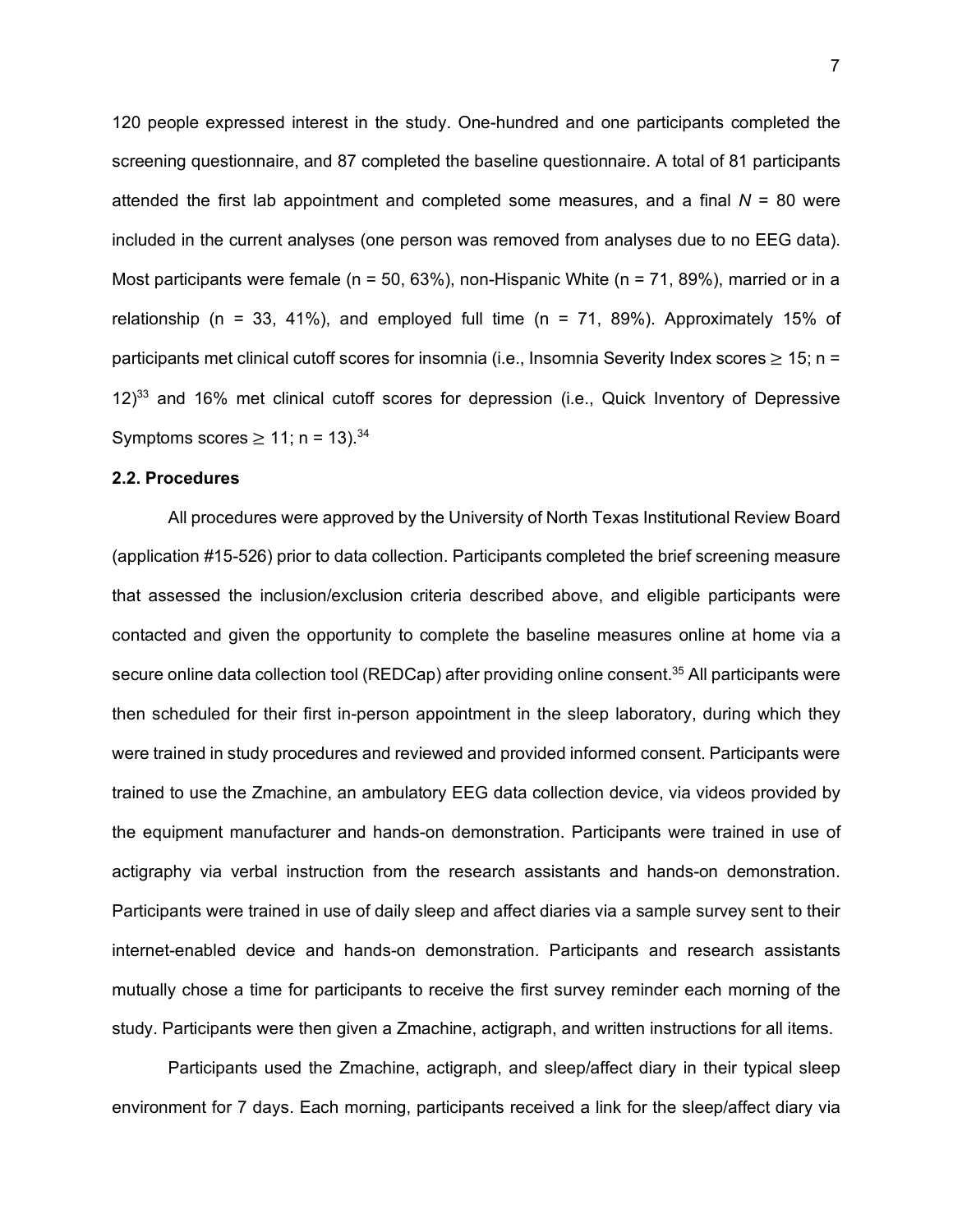120 people expressed interest in the study. One-hundred and one participants completed the screening questionnaire, and 87 completed the baseline questionnaire. A total of 81 participants attended the first lab appointment and completed some measures, and a final $N$ = 80 were included in the current analyses (one person was removed from analyses due to no EEG data). Most participants were female (n = 50, 63%), non-Hispanic White (n = 71, 89%), married or in a relationship (n = 33, 41%), and employed full time (n = 71, 89%). Approximately 15% of participants met clinical cutoff scores for insomnia (i.e., Insomnia Severity Index scores $\geq$ 15; n = 12)[33] and 16% met clinical cutoff scores for depression (i.e., Quick Inventory of Depressive Symptoms scores $\geq$ 11; n = 13).[34]

### 2.2. Procedures

All procedures were approved by the University of North Texas Institutional Review Board (application #15-526) prior to data collection. Participants completed the brief screening measure that assessed the inclusion/exclusion criteria described above, and eligible participants were contacted and given the opportunity to complete the baseline measures online at home via a secure online data collection tool (REDCap) after providing online consent.[35] All participants were then scheduled for their first in-person appointment in the sleep laboratory, during which they were trained in study procedures and reviewed and provided informed consent. Participants were trained to use the Zmachine, an ambulatory EEG data collection device, via videos provided by the equipment manufacturer and hands-on demonstration. Participants were trained in use of actigraphy via verbal instruction from the research assistants and hands-on demonstration. Participants were trained in use of daily sleep and affect diaries via a sample survey sent to their internet-enabled device and hands-on demonstration. Participants and research assistants mutually chose a time for participants to receive the first survey reminder each morning of the study. Participants were then given a Zmachine, actigraph, and written instructions for all items.

Participants used the Zmachine, actigraph, and sleep/affect diary in their typical sleep environment for 7 days. Each morning, participants received a link for the sleep/affect diary via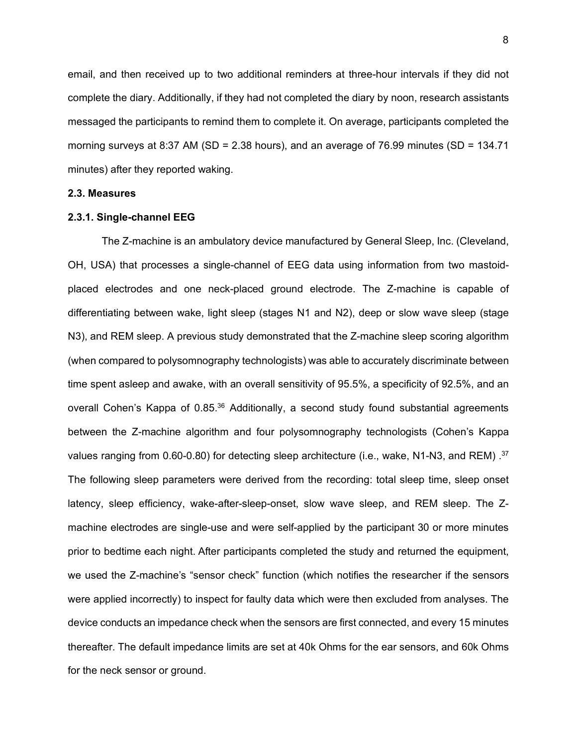email, and then received up to two additional reminders at three-hour intervals if they did not complete the diary. Additionally, if they had not completed the diary by noon, research assistants messaged the participants to remind them to complete it. On average, participants completed the morning surveys at 8:37 AM (SD = 2.38 hours), and an average of 76.99 minutes (SD = 134.71 minutes) after they reported waking.

### 2.3. Measures

#### 2.3.1. Single-channel EEG

The Z-machine is an ambulatory device manufactured by General Sleep, Inc. (Cleveland, OH, USA) that processes a single-channel of EEG data using information from two mastoid-placed electrodes and one neck-placed ground electrode. The Z-machine is capable of differentiating between wake, light sleep (stages N1 and N2), deep or slow wave sleep (stage N3), and REM sleep. A previous study demonstrated that the Z-machine sleep scoring algorithm (when compared to polysomnography technologists) was able to accurately discriminate between time spent asleep and awake, with an overall sensitivity of 95.5%, a specificity of 92.5%, and an overall Cohen's Kappa of 0.85.[36] Additionally, a second study found substantial agreements between the Z-machine algorithm and four polysomnography technologists (Cohen's Kappa values ranging from 0.60-0.80) for detecting sleep architecture (i.e., wake, N1-N3, and REM) .[37] The following sleep parameters were derived from the recording: total sleep time, sleep onset latency, sleep efficiency, wake-after-sleep-onset, slow wave sleep, and REM sleep. The Z-machine electrodes are single-use and were self-applied by the participant 30 or more minutes prior to bedtime each night. After participants completed the study and returned the equipment, we used the Z-machine's "sensor check" function (which notifies the researcher if the sensors were applied incorrectly) to inspect for faulty data which were then excluded from analyses. The device conducts an impedance check when the sensors are first connected, and every 15 minutes thereafter. The default impedance limits are set at 40k Ohms for the ear sensors, and 60k Ohms for the neck sensor or ground.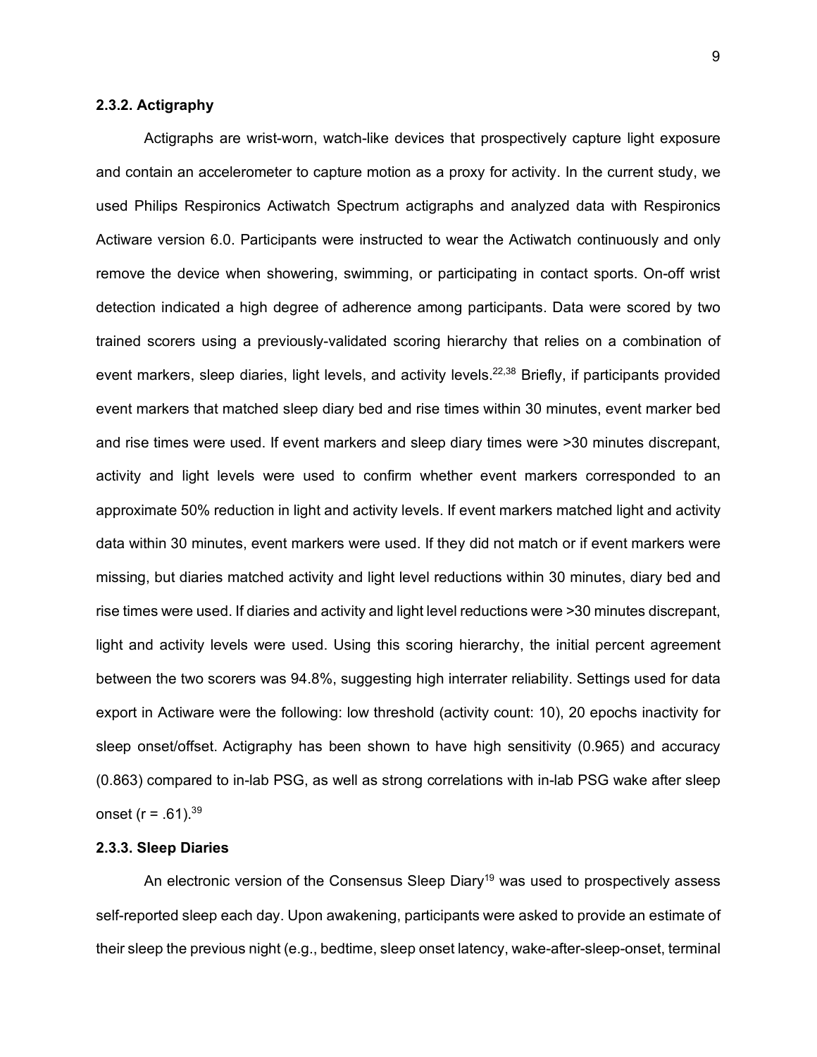### 2.3.2. Actigraphy

Actigraphs are wrist-worn, watch-like devices that prospectively capture light exposure and contain an accelerometer to capture motion as a proxy for activity. In the current study, we used Philips Respironics Actiwatch Spectrum actigraphs and analyzed data with Respironics Actiware version 6.0. Participants were instructed to wear the Actiwatch continuously and only remove the device when showering, swimming, or participating in contact sports. On-off wrist detection indicated a high degree of adherence among participants. Data were scored by two trained scorers using a previously-validated scoring hierarchy that relies on a combination of event markers, sleep diaries, light levels, and activity levels.[22,38] Briefly, if participants provided event markers that matched sleep diary bed and rise times within 30 minutes, event marker bed and rise times were used. If event markers and sleep diary times were >30 minutes discrepant, activity and light levels were used to confirm whether event markers corresponded to an approximate 50% reduction in light and activity levels. If event markers matched light and activity data within 30 minutes, event markers were used. If they did not match or if event markers were missing, but diaries matched activity and light level reductions within 30 minutes, diary bed and rise times were used. If diaries and activity and light level reductions were >30 minutes discrepant, light and activity levels were used. Using this scoring hierarchy, the initial percent agreement between the two scorers was 94.8%, suggesting high interrater reliability. Settings used for data export in Actiware were the following: low threshold (activity count: 10), 20 epochs inactivity for sleep onset/offset. Actigraphy has been shown to have high sensitivity (0.965) and accuracy (0.863) compared to in-lab PSG, as well as strong correlations with in-lab PSG wake after sleep onset ($r = .61$).[39]

### 2.3.3. Sleep Diaries

An electronic version of the Consensus Sleep Diary[19] was used to prospectively assess self-reported sleep each day. Upon awakening, participants were asked to provide an estimate of their sleep the previous night (e.g., bedtime, sleep onset latency, wake-after-sleep-onset, terminal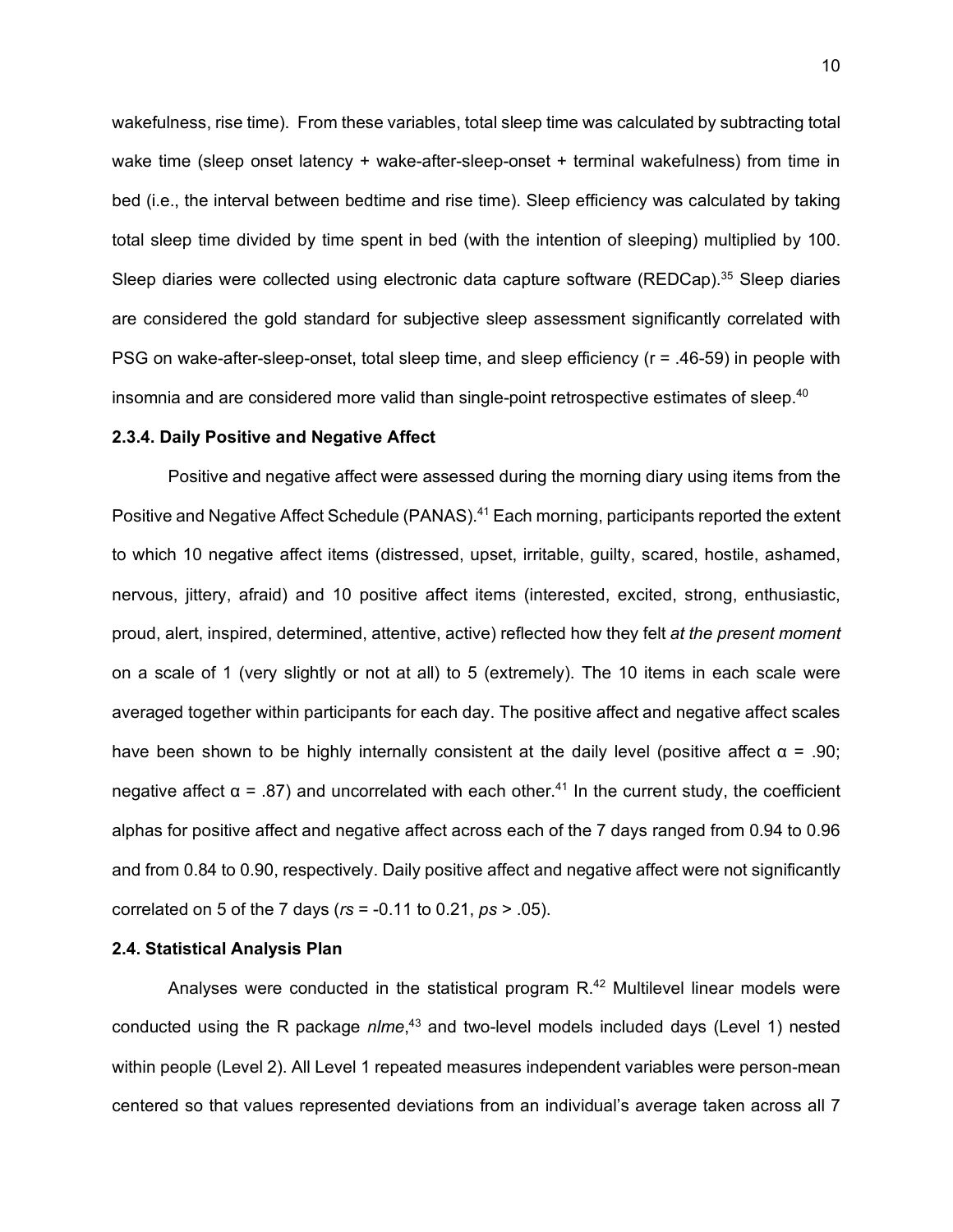wakefulness, rise time). From these variables, total sleep time was calculated by subtracting total wake time (sleep onset latency + wake-after-sleep-onset + terminal wakefulness) from time in bed (i.e., the interval between bedtime and rise time). Sleep efficiency was calculated by taking total sleep time divided by time spent in bed (with the intention of sleeping) multiplied by 100. Sleep diaries were collected using electronic data capture software (REDCap).[35] Sleep diaries are considered the gold standard for subjective sleep assessment significantly correlated with PSG on wake-after-sleep-onset, total sleep time, and sleep efficiency ($r$ = .46-59) in people with insomnia and are considered more valid than single-point retrospective estimates of sleep.[40]

### 2.3.4. Daily Positive and Negative Affect

Positive and negative affect were assessed during the morning diary using items from the Positive and Negative Affect Schedule (PANAS).[41] Each morning, participants reported the extent to which 10 negative affect items (distressed, upset, irritable, guilty, scared, hostile, ashamed, nervous, jittery, afraid) and 10 positive affect items (interested, excited, strong, enthusiastic, proud, alert, inspired, determined, attentive, active) reflected how they felt *at the present moment* on a scale of 1 (very slightly or not at all) to 5 (extremely). The 10 items in each scale were averaged together within participants for each day. The positive affect and negative affect scales have been shown to be highly internally consistent at the daily level (positive affect $\alpha$ = .90; negative affect $\alpha$ = .87) and uncorrelated with each other.[41] In the current study, the coefficient alphas for positive affect and negative affect across each of the 7 days ranged from 0.94 to 0.96 and from 0.84 to 0.90, respectively. Daily positive affect and negative affect were not significantly correlated on 5 of the 7 days ($rs$ = -0.11 to 0.21, $ps$ > .05).

## 2.4. Statistical Analysis Plan

Analyses were conducted in the statistical program R.[42] Multilevel linear models were conducted using the R package *nlme*,[43] and two-level models included days (Level 1) nested within people (Level 2). All Level 1 repeated measures independent variables were person-mean centered so that values represented deviations from an individual's average taken across all 7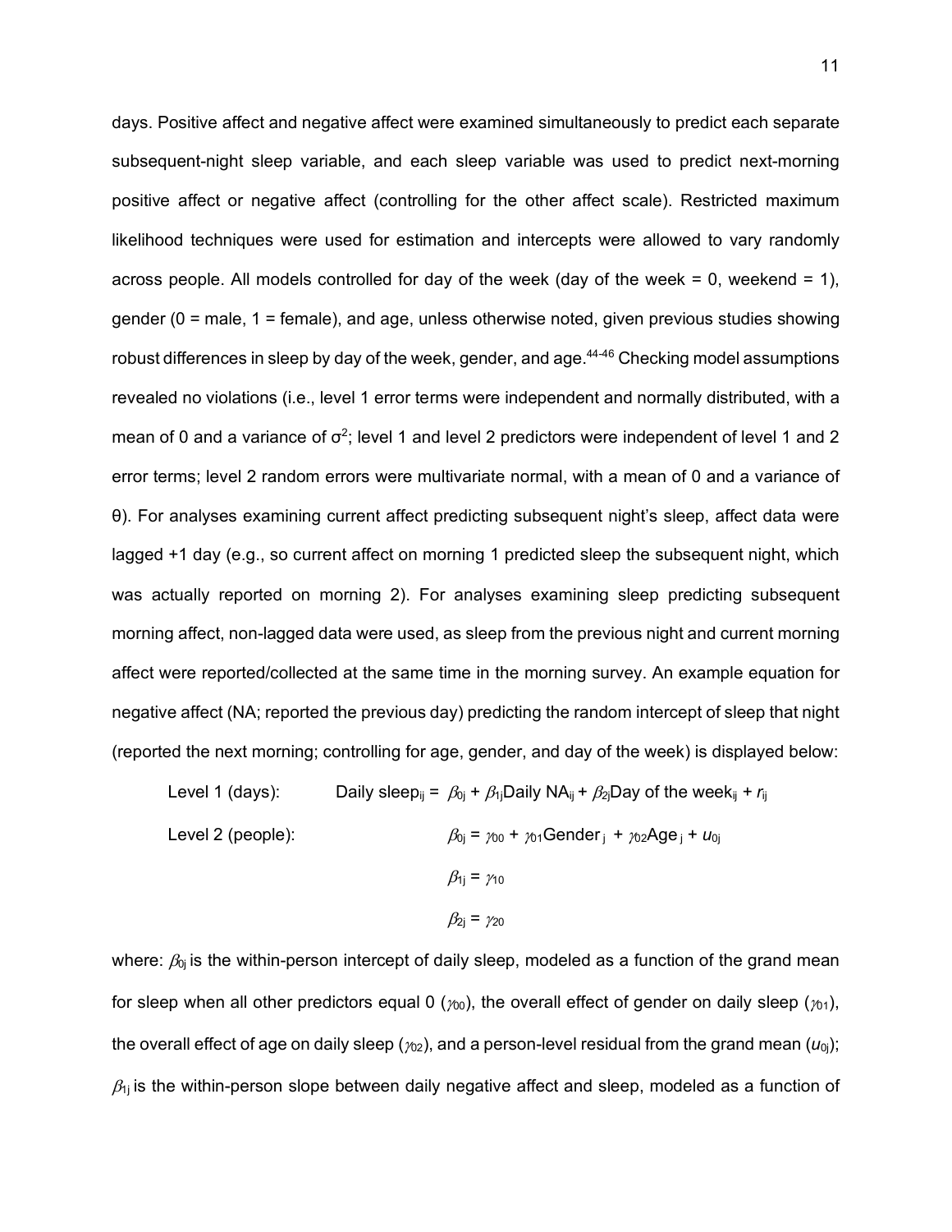days. Positive affect and negative affect were examined simultaneously to predict each separate subsequent-night sleep variable, and each sleep variable was used to predict next-morning positive affect or negative affect (controlling for the other affect scale). Restricted maximum likelihood techniques were used for estimation and intercepts were allowed to vary randomly across people. All models controlled for day of the week (day of the week = 0, weekend = 1), gender (0 = male, 1 = female), and age, unless otherwise noted, given previous studies showing robust differences in sleep by day of the week, gender, and age.[44-46] Checking model assumptions revealed no violations (i.e., level 1 error terms were independent and normally distributed, with a mean of 0 and a variance of $\sigma^2$; level 1 and level 2 predictors were independent of level 1 and 2 error terms; level 2 random errors were multivariate normal, with a mean of 0 and a variance of θ). For analyses examining current affect predicting subsequent night's sleep, affect data were lagged +1 day (e.g., so current affect on morning 1 predicted sleep the subsequent night, which was actually reported on morning 2). For analyses examining sleep predicting subsequent morning affect, non-lagged data were used, as sleep from the previous night and current morning affect were reported/collected at the same time in the morning survey. An example equation for negative affect (NA; reported the previous day) predicting the random intercept of sleep that night (reported the next morning; controlling for age, gender, and day of the week) is displayed below:

Level 1 (days): $\text{Daily sleep}_{ij} = \beta_{0j} + \beta_{1j}\text{Daily NA}_{ij} + \beta_{2j}\text{Day of the week}_{ij} + r_{ij}$

Level 2 (people): $\beta_{0j} = \gamma_{00} + \gamma_{01}\text{Gender}_j + \gamma_{02}\text{Age}_j + u_{0j}$

$\beta_{1j} = \gamma_{10}$

$\beta_{2j} = \gamma_{20}$

where: $\beta_{0j}$ is the within-person intercept of daily sleep, modeled as a function of the grand mean for sleep when all other predictors equal 0 ($\gamma_{00}$), the overall effect of gender on daily sleep ($\gamma_{01}$), the overall effect of age on daily sleep ($\gamma_{02}$), and a person-level residual from the grand mean ($u_{0j}$); $\beta_{1j}$ is the within-person slope between daily negative affect and sleep, modeled as a function of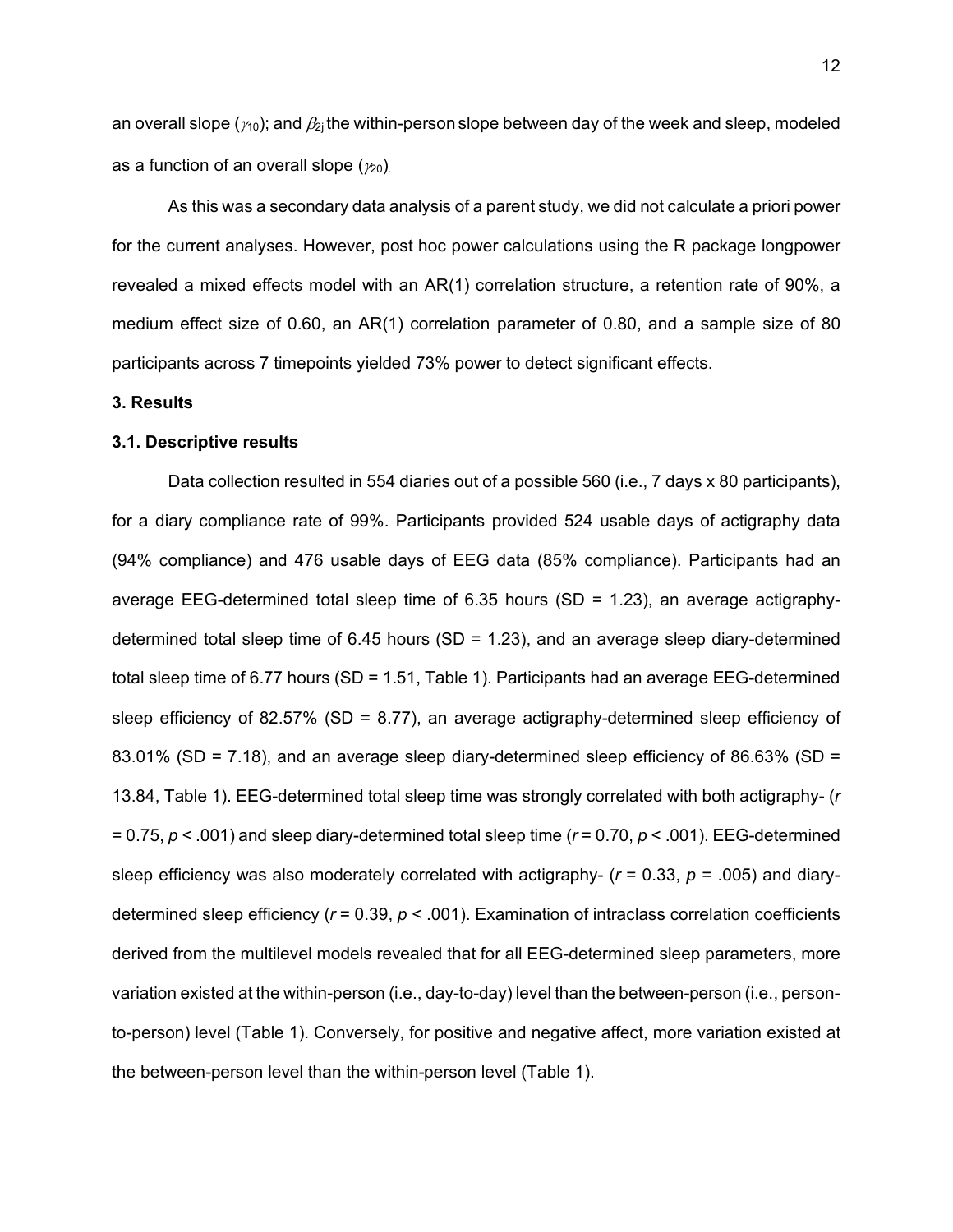an overall slope ($\gamma_{10}$); and $\beta_{2j}$ the within-person slope between day of the week and sleep, modeled as a function of an overall slope ($\gamma_{20}$).

As this was a secondary data analysis of a parent study, we did not calculate a priori power for the current analyses. However, post hoc power calculations using the R package longpower revealed a mixed effects model with an AR(1) correlation structure, a retention rate of 90%, a medium effect size of 0.60, an AR(1) correlation parameter of 0.80, and a sample size of 80 participants across 7 timepoints yielded 73% power to detect significant effects.

## 3. Results

### 3.1. Descriptive results

Data collection resulted in 554 diaries out of a possible 560 (i.e., 7 days x 80 participants), for a diary compliance rate of 99%. Participants provided 524 usable days of actigraphy data (94% compliance) and 476 usable days of EEG data (85% compliance). Participants had an average EEG-determined total sleep time of 6.35 hours (SD = 1.23), an average actigraphy-determined total sleep time of 6.45 hours (SD = 1.23), and an average sleep diary-determined total sleep time of 6.77 hours (SD = 1.51, Table 1). Participants had an average EEG-determined sleep efficiency of 82.57% (SD = 8.77), an average actigraphy-determined sleep efficiency of 83.01% (SD = 7.18), and an average sleep diary-determined sleep efficiency of 86.63% (SD = 13.84, Table 1). EEG-determined total sleep time was strongly correlated with both actigraphy- ($r = 0.75$, $p < .001$) and sleep diary-determined total sleep time ($r = 0.70$, $p < .001$). EEG-determined sleep efficiency was also moderately correlated with actigraphy- ($r = 0.33$, $p = .005$) and diary-determined sleep efficiency ($r = 0.39$, $p < .001$). Examination of intraclass correlation coefficients derived from the multilevel models revealed that for all EEG-determined sleep parameters, more variation existed at the within-person (i.e., day-to-day) level than the between-person (i.e., person-to-person) level (Table 1). Conversely, for positive and negative affect, more variation existed at the between-person level than the within-person level (Table 1).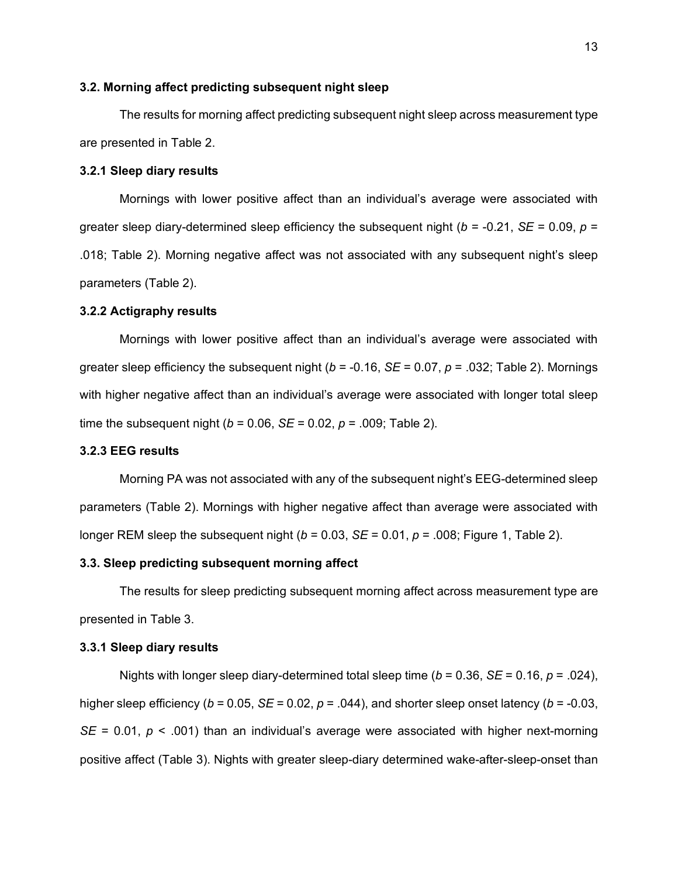### 3.2. Morning affect predicting subsequent night sleep

The results for morning affect predicting subsequent night sleep across measurement type are presented in Table 2.

#### 3.2.1 Sleep diary results

Mornings with lower positive affect than an individual's average were associated with greater sleep diary-determined sleep efficiency the subsequent night ($b$ = -0.21, $SE$ = 0.09, $p$ = .018; Table 2). Morning negative affect was not associated with any subsequent night's sleep parameters (Table 2).

#### 3.2.2 Actigraphy results

Mornings with lower positive affect than an individual's average were associated with greater sleep efficiency the subsequent night ($b$ = -0.16, $SE$ = 0.07, $p$ = .032; Table 2). Mornings with higher negative affect than an individual's average were associated with longer total sleep time the subsequent night ($b$ = 0.06, $SE$ = 0.02, $p$ = .009; Table 2).

#### 3.2.3 EEG results

Morning PA was not associated with any of the subsequent night's EEG-determined sleep parameters (Table 2). Mornings with higher negative affect than average were associated with longer REM sleep the subsequent night ($b$ = 0.03, $SE$ = 0.01, $p$ = .008; Figure 1, Table 2).

### 3.3. Sleep predicting subsequent morning affect

The results for sleep predicting subsequent morning affect across measurement type are presented in Table 3.

#### 3.3.1 Sleep diary results

Nights with longer sleep diary-determined total sleep time ($b$ = 0.36, $SE$ = 0.16, $p$ = .024), higher sleep efficiency ($b$ = 0.05, $SE$ = 0.02, $p$ = .044), and shorter sleep onset latency ($b$ = -0.03, $SE$ = 0.01, $p$ < .001) than an individual's average were associated with higher next-morning positive affect (Table 3). Nights with greater sleep-diary determined wake-after-sleep-onset than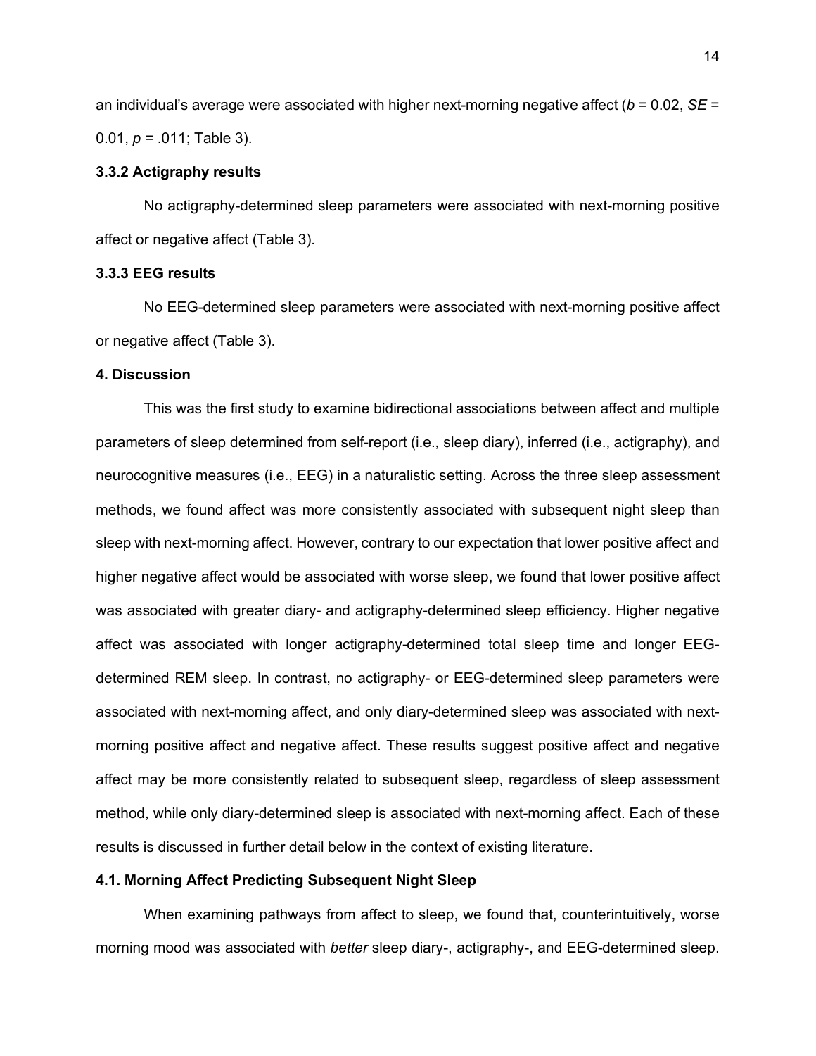an individual's average were associated with higher next-morning negative affect ($b = 0.02$, $SE = 0.01$, $p = .011$; Table 3).

### 3.3.2 Actigraphy results

No actigraphy-determined sleep parameters were associated with next-morning positive affect or negative affect (Table 3).

### 3.3.3 EEG results

No EEG-determined sleep parameters were associated with next-morning positive affect or negative affect (Table 3).

## 4. Discussion

This was the first study to examine bidirectional associations between affect and multiple parameters of sleep determined from self-report (i.e., sleep diary), inferred (i.e., actigraphy), and neurocognitive measures (i.e., EEG) in a naturalistic setting. Across the three sleep assessment methods, we found affect was more consistently associated with subsequent night sleep than sleep with next-morning affect. However, contrary to our expectation that lower positive affect and higher negative affect would be associated with worse sleep, we found that lower positive affect was associated with greater diary- and actigraphy-determined sleep efficiency. Higher negative affect was associated with longer actigraphy-determined total sleep time and longer EEG-determined REM sleep. In contrast, no actigraphy- or EEG-determined sleep parameters were associated with next-morning affect, and only diary-determined sleep was associated with next-morning positive affect and negative affect. These results suggest positive affect and negative affect may be more consistently related to subsequent sleep, regardless of sleep assessment method, while only diary-determined sleep is associated with next-morning affect. Each of these results is discussed in further detail below in the context of existing literature.

### 4.1. Morning Affect Predicting Subsequent Night Sleep

When examining pathways from affect to sleep, we found that, counterintuitively, worse morning mood was associated with *better* sleep diary-, actigraphy-, and EEG-determined sleep.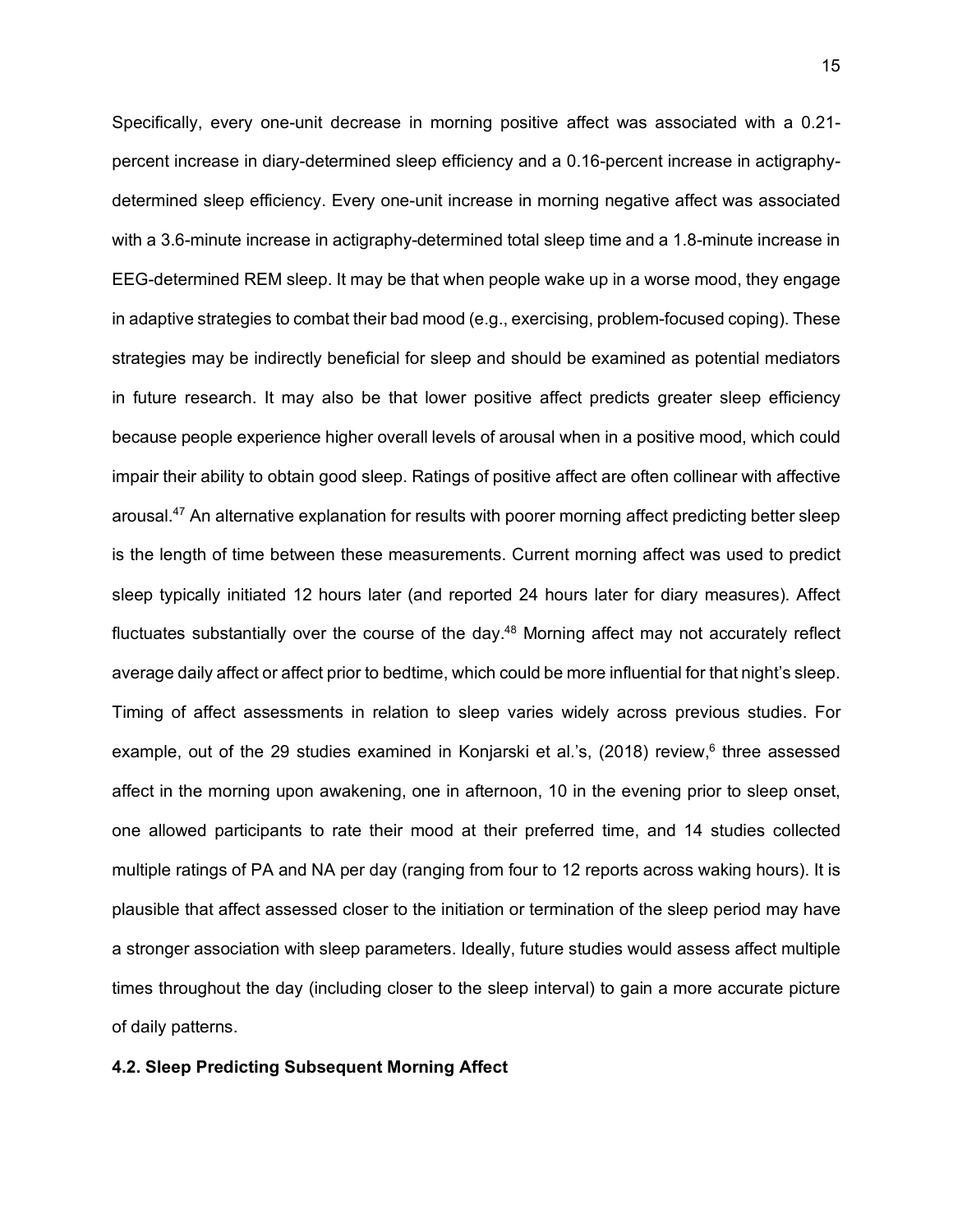Specifically, every one-unit decrease in morning positive affect was associated with a 0.21-percent increase in diary-determined sleep efficiency and a 0.16-percent increase in actigraphy-determined sleep efficiency. Every one-unit increase in morning negative affect was associated with a 3.6-minute increase in actigraphy-determined total sleep time and a 1.8-minute increase in EEG-determined REM sleep. It may be that when people wake up in a worse mood, they engage in adaptive strategies to combat their bad mood (e.g., exercising, problem-focused coping). These strategies may be indirectly beneficial for sleep and should be examined as potential mediators in future research. It may also be that lower positive affect predicts greater sleep efficiency because people experience higher overall levels of arousal when in a positive mood, which could impair their ability to obtain good sleep. Ratings of positive affect are often collinear with affective arousal.[47] An alternative explanation for results with poorer morning affect predicting better sleep is the length of time between these measurements. Current morning affect was used to predict sleep typically initiated 12 hours later (and reported 24 hours later for diary measures). Affect fluctuates substantially over the course of the day.[48] Morning affect may not accurately reflect average daily affect or affect prior to bedtime, which could be more influential for that night's sleep. Timing of affect assessments in relation to sleep varies widely across previous studies. For example, out of the 29 studies examined in Konjarski et al.'s, (2018) review,[6] three assessed affect in the morning upon awakening, one in afternoon, 10 in the evening prior to sleep onset, one allowed participants to rate their mood at their preferred time, and 14 studies collected multiple ratings of PA and NA per day (ranging from four to 12 reports across waking hours). It is plausible that affect assessed closer to the initiation or termination of the sleep period may have a stronger association with sleep parameters. Ideally, future studies would assess affect multiple times throughout the day (including closer to the sleep interval) to gain a more accurate picture of daily patterns.

### 4.2. Sleep Predicting Subsequent Morning Affect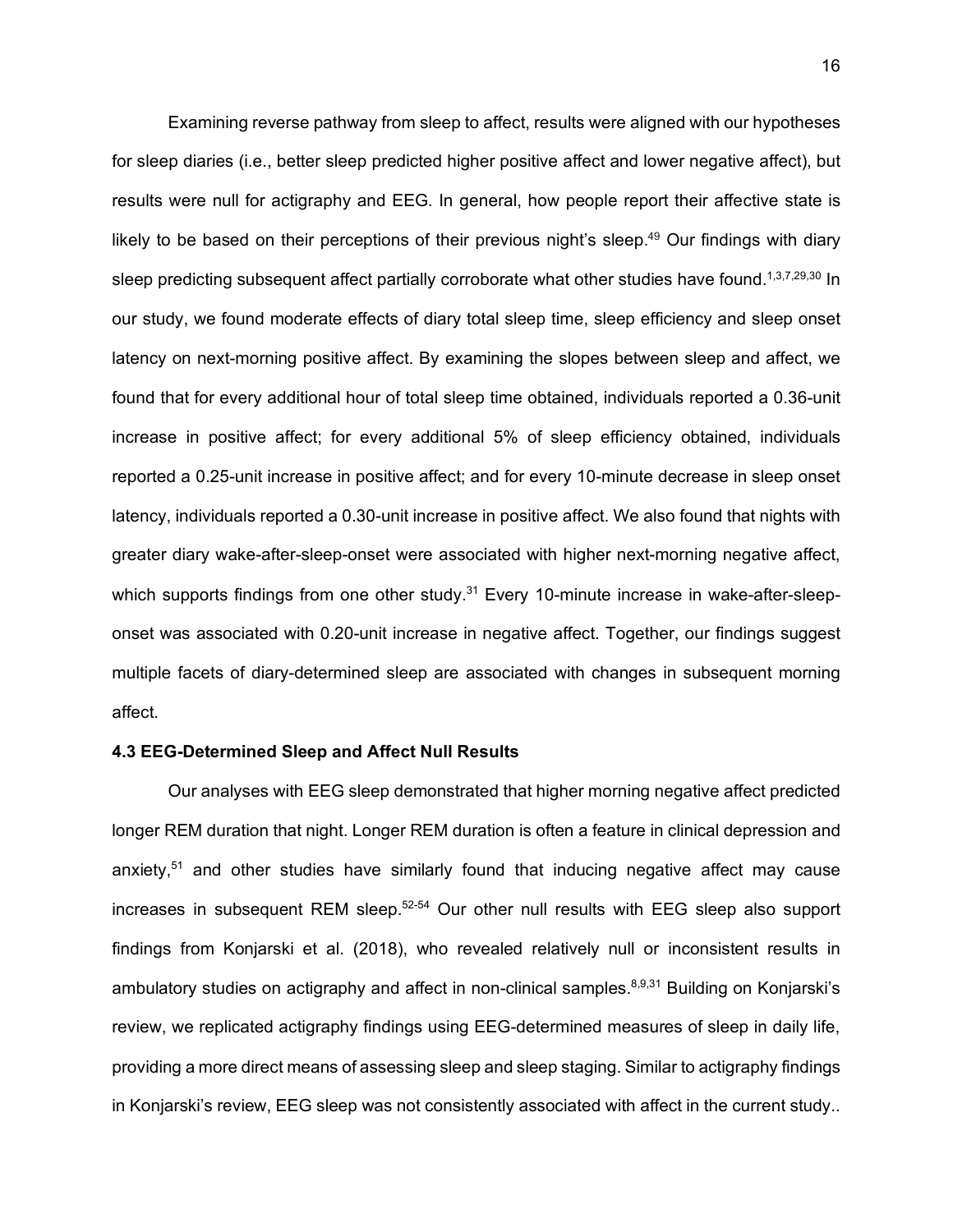Examining reverse pathway from sleep to affect, results were aligned with our hypotheses for sleep diaries (i.e., better sleep predicted higher positive affect and lower negative affect), but results were null for actigraphy and EEG. In general, how people report their affective state is likely to be based on their perceptions of their previous night's sleep.[49] Our findings with diary sleep predicting subsequent affect partially corroborate what other studies have found.[1,3,7,29,30] In our study, we found moderate effects of diary total sleep time, sleep efficiency and sleep onset latency on next-morning positive affect. By examining the slopes between sleep and affect, we found that for every additional hour of total sleep time obtained, individuals reported a 0.36-unit increase in positive affect; for every additional 5% of sleep efficiency obtained, individuals reported a 0.25-unit increase in positive affect; and for every 10-minute decrease in sleep onset latency, individuals reported a 0.30-unit increase in positive affect. We also found that nights with greater diary wake-after-sleep-onset were associated with higher next-morning negative affect, which supports findings from one other study.[31] Every 10-minute increase in wake-after-sleep-onset was associated with 0.20-unit increase in negative affect. Together, our findings suggest multiple facets of diary-determined sleep are associated with changes in subsequent morning affect.

### 4.3 EEG-Determined Sleep and Affect Null Results

Our analyses with EEG sleep demonstrated that higher morning negative affect predicted longer REM duration that night. Longer REM duration is often a feature in clinical depression and anxiety,[51] and other studies have similarly found that inducing negative affect may cause increases in subsequent REM sleep.[52-54] Our other null results with EEG sleep also support findings from Konjarski et al. (2018), who revealed relatively null or inconsistent results in ambulatory studies on actigraphy and affect in non-clinical samples.[8,9,31] Building on Konjarski's review, we replicated actigraphy findings using EEG-determined measures of sleep in daily life, providing a more direct means of assessing sleep and sleep staging. Similar to actigraphy findings in Konjarski's review, EEG sleep was not consistently associated with affect in the current study..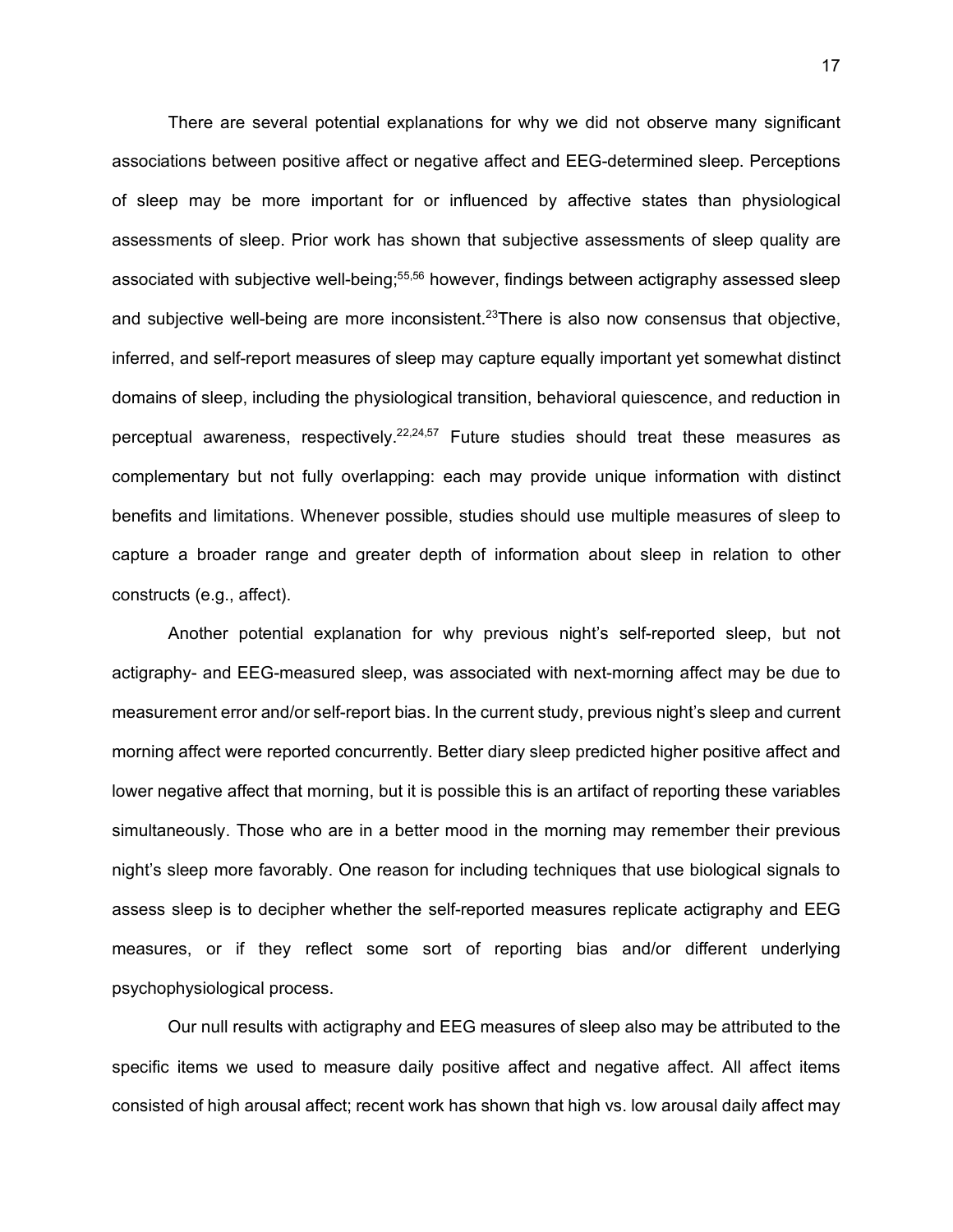There are several potential explanations for why we did not observe many significant associations between positive affect or negative affect and EEG-determined sleep. Perceptions of sleep may be more important for or influenced by affective states than physiological assessments of sleep. Prior work has shown that subjective assessments of sleep quality are associated with subjective well-being;[55,56] however, findings between actigraphy assessed sleep and subjective well-being are more inconsistent.[23]There is also now consensus that objective, inferred, and self-report measures of sleep may capture equally important yet somewhat distinct domains of sleep, including the physiological transition, behavioral quiescence, and reduction in perceptual awareness, respectively.[22,24,57] Future studies should treat these measures as complementary but not fully overlapping: each may provide unique information with distinct benefits and limitations. Whenever possible, studies should use multiple measures of sleep to capture a broader range and greater depth of information about sleep in relation to other constructs (e.g., affect).

Another potential explanation for why previous night's self-reported sleep, but not actigraphy- and EEG-measured sleep, was associated with next-morning affect may be due to measurement error and/or self-report bias. In the current study, previous night's sleep and current morning affect were reported concurrently. Better diary sleep predicted higher positive affect and lower negative affect that morning, but it is possible this is an artifact of reporting these variables simultaneously. Those who are in a better mood in the morning may remember their previous night's sleep more favorably. One reason for including techniques that use biological signals to assess sleep is to decipher whether the self-reported measures replicate actigraphy and EEG measures, or if they reflect some sort of reporting bias and/or different underlying psychophysiological process.

Our null results with actigraphy and EEG measures of sleep also may be attributed to the specific items we used to measure daily positive affect and negative affect. All affect items consisted of high arousal affect; recent work has shown that high vs. low arousal daily affect may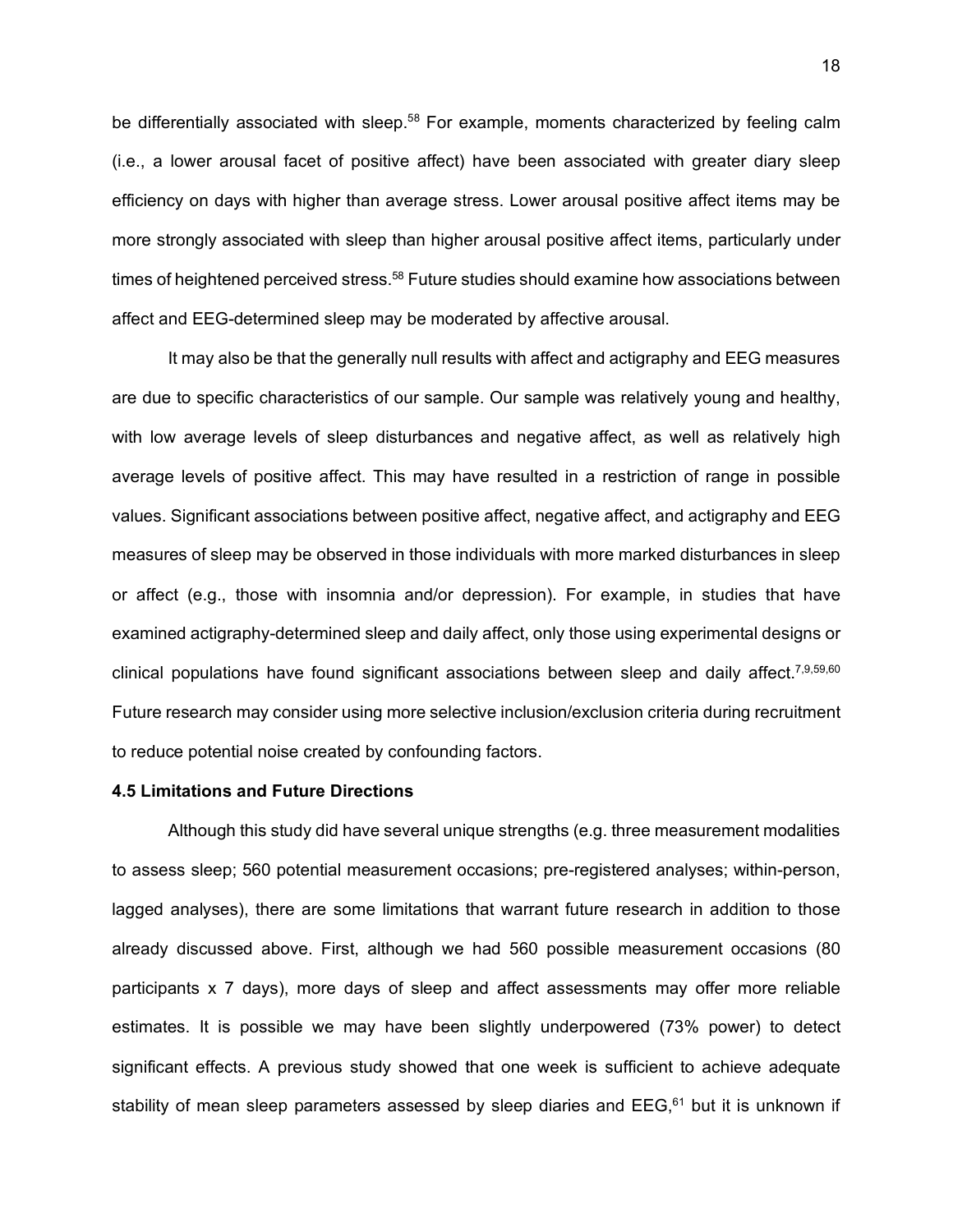be differentially associated with sleep.[58] For example, moments characterized by feeling calm (i.e., a lower arousal facet of positive affect) have been associated with greater diary sleep efficiency on days with higher than average stress. Lower arousal positive affect items may be more strongly associated with sleep than higher arousal positive affect items, particularly under times of heightened perceived stress.[58] Future studies should examine how associations between affect and EEG-determined sleep may be moderated by affective arousal.

It may also be that the generally null results with affect and actigraphy and EEG measures are due to specific characteristics of our sample. Our sample was relatively young and healthy, with low average levels of sleep disturbances and negative affect, as well as relatively high average levels of positive affect. This may have resulted in a restriction of range in possible values. Significant associations between positive affect, negative affect, and actigraphy and EEG measures of sleep may be observed in those individuals with more marked disturbances in sleep or affect (e.g., those with insomnia and/or depression). For example, in studies that have examined actigraphy-determined sleep and daily affect, only those using experimental designs or clinical populations have found significant associations between sleep and daily affect.[7,9,59,60] Future research may consider using more selective inclusion/exclusion criteria during recruitment to reduce potential noise created by confounding factors.

**4.5 Limitations and Future Directions**

Although this study did have several unique strengths (e.g. three measurement modalities to assess sleep; 560 potential measurement occasions; pre-registered analyses; within-person, lagged analyses), there are some limitations that warrant future research in addition to those already discussed above. First, although we had 560 possible measurement occasions (80 participants x 7 days), more days of sleep and affect assessments may offer more reliable estimates. It is possible we may have been slightly underpowered (73% power) to detect significant effects. A previous study showed that one week is sufficient to achieve adequate stability of mean sleep parameters assessed by sleep diaries and EEG,[61] but it is unknown if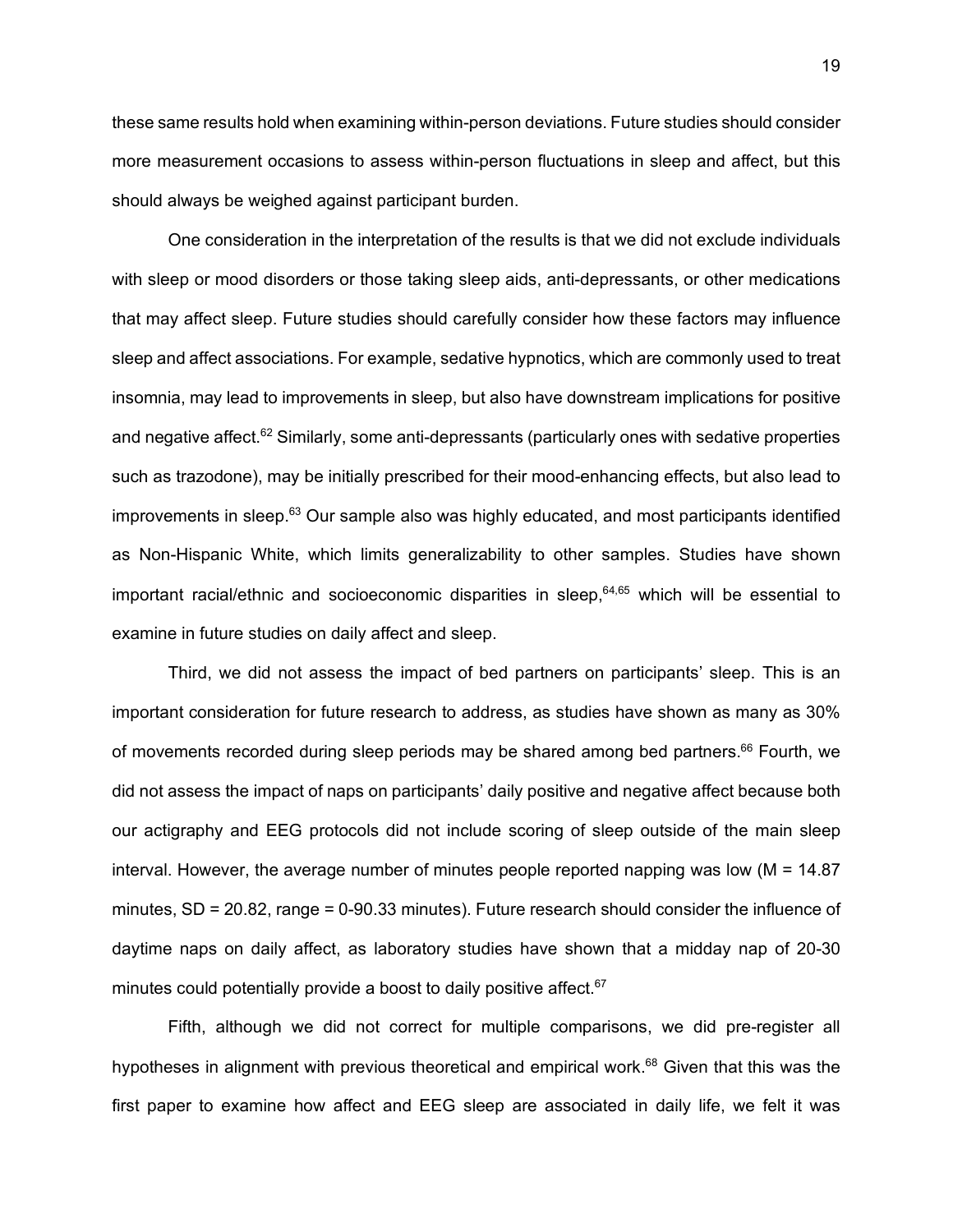these same results hold when examining within-person deviations. Future studies should consider more measurement occasions to assess within-person fluctuations in sleep and affect, but this should always be weighed against participant burden.

One consideration in the interpretation of the results is that we did not exclude individuals with sleep or mood disorders or those taking sleep aids, anti-depressants, or other medications that may affect sleep. Future studies should carefully consider how these factors may influence sleep and affect associations. For example, sedative hypnotics, which are commonly used to treat insomnia, may lead to improvements in sleep, but also have downstream implications for positive and negative affect.[62] Similarly, some anti-depressants (particularly ones with sedative properties such as trazodone), may be initially prescribed for their mood-enhancing effects, but also lead to improvements in sleep.[63] Our sample also was highly educated, and most participants identified as Non-Hispanic White, which limits generalizability to other samples. Studies have shown important racial/ethnic and socioeconomic disparities in sleep,[64,65] which will be essential to examine in future studies on daily affect and sleep.

Third, we did not assess the impact of bed partners on participants' sleep. This is an important consideration for future research to address, as studies have shown as many as 30% of movements recorded during sleep periods may be shared among bed partners.[66] Fourth, we did not assess the impact of naps on participants' daily positive and negative affect because both our actigraphy and EEG protocols did not include scoring of sleep outside of the main sleep interval. However, the average number of minutes people reported napping was low (M = 14.87 minutes, SD = 20.82, range = 0-90.33 minutes). Future research should consider the influence of daytime naps on daily affect, as laboratory studies have shown that a midday nap of 20-30 minutes could potentially provide a boost to daily positive affect.[67]

Fifth, although we did not correct for multiple comparisons, we did pre-register all hypotheses in alignment with previous theoretical and empirical work.[68] Given that this was the first paper to examine how affect and EEG sleep are associated in daily life, we felt it was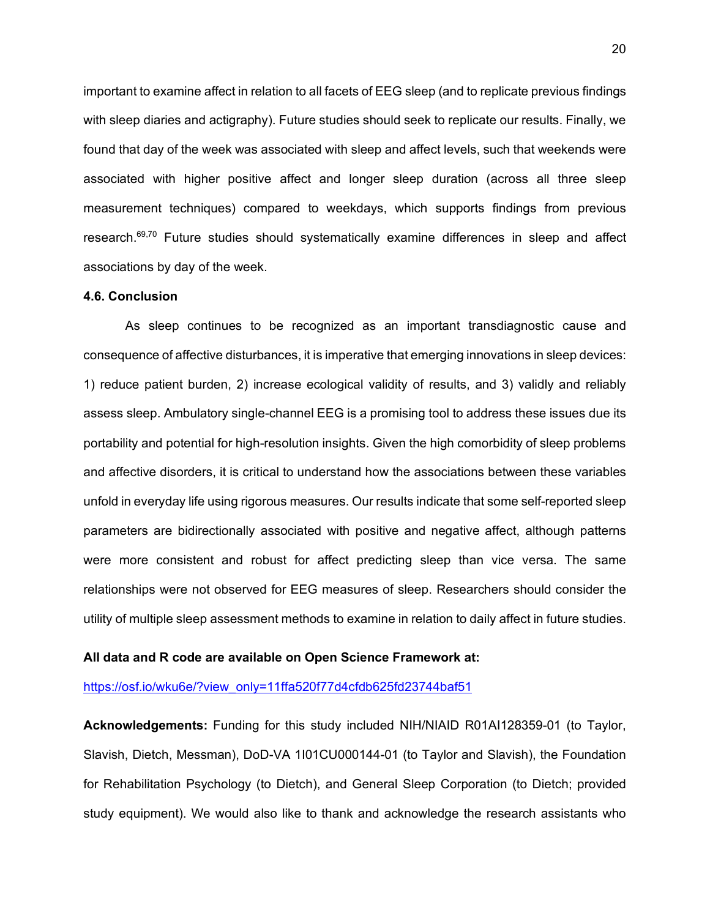important to examine affect in relation to all facets of EEG sleep (and to replicate previous findings with sleep diaries and actigraphy). Future studies should seek to replicate our results. Finally, we found that day of the week was associated with sleep and affect levels, such that weekends were associated with higher positive affect and longer sleep duration (across all three sleep measurement techniques) compared to weekdays, which supports findings from previous research.[69,70] Future studies should systematically examine differences in sleep and affect associations by day of the week.

### 4.6. Conclusion

As sleep continues to be recognized as an important transdiagnostic cause and consequence of affective disturbances, it is imperative that emerging innovations in sleep devices: 1) reduce patient burden, 2) increase ecological validity of results, and 3) validly and reliably assess sleep. Ambulatory single-channel EEG is a promising tool to address these issues due its portability and potential for high-resolution insights. Given the high comorbidity of sleep problems and affective disorders, it is critical to understand how the associations between these variables unfold in everyday life using rigorous measures. Our results indicate that some self-reported sleep parameters are bidirectionally associated with positive and negative affect, although patterns were more consistent and robust for affect predicting sleep than vice versa. The same relationships were not observed for EEG measures of sleep. Researchers should consider the utility of multiple sleep assessment methods to examine in relation to daily affect in future studies.

**All data and R code are available on Open Science Framework at:**

https://osf.io/wku6e/?view_only=11ffa520f77d4cfdb625fd23744baf51

**Acknowledgements:** Funding for this study included NIH/NIAID R01AI128359-01 (to Taylor, Slavish, Dietch, Messman), DoD-VA 1I01CU000144-01 (to Taylor and Slavish), the Foundation for Rehabilitation Psychology (to Dietch), and General Sleep Corporation (to Dietch; provided study equipment). We would also like to thank and acknowledge the research assistants who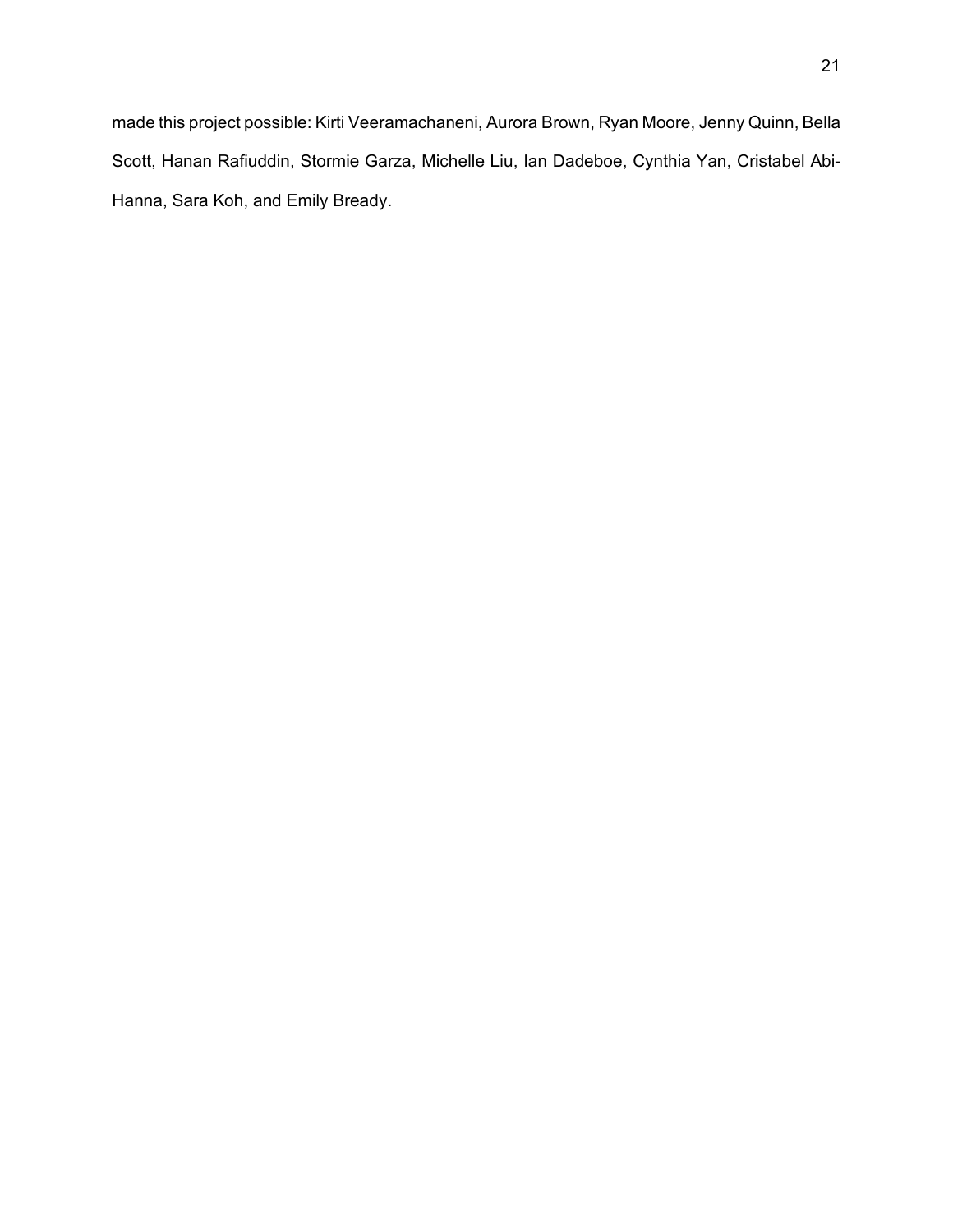made this project possible: Kirti Veeramachaneni, Aurora Brown, Ryan Moore, Jenny Quinn, Bella Scott, Hanan Rafiuddin, Stormie Garza, Michelle Liu, Ian Dadeboe, Cynthia Yan, Cristabel Abi-Hanna, Sara Koh, and Emily Bready.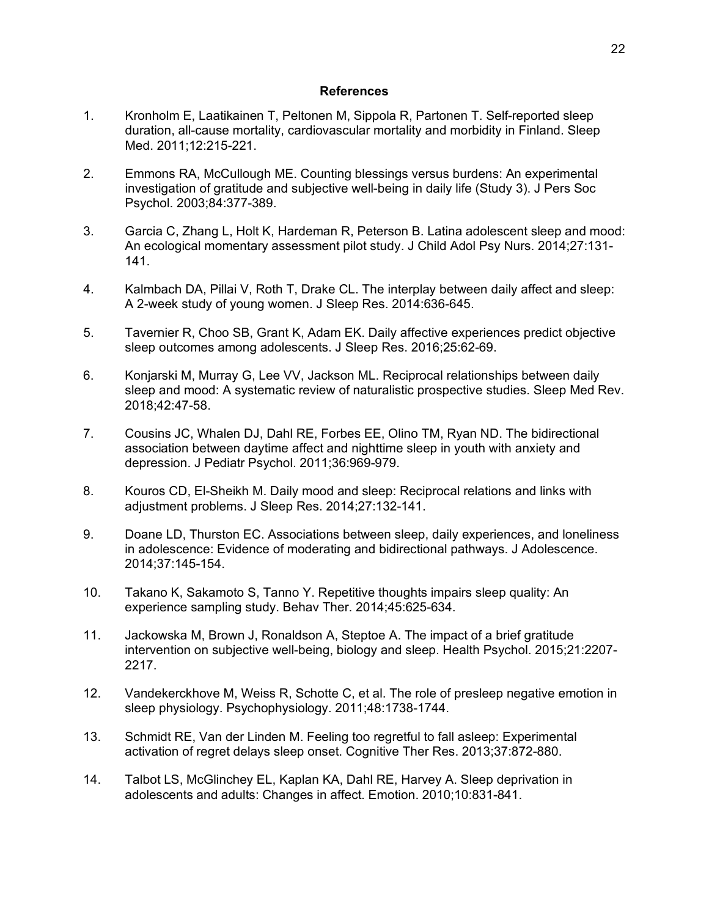## References

1. Kronholm E, Laatikainen T, Peltonen M, Sippola R, Partonen T. Self-reported sleep duration, all-cause mortality, cardiovascular mortality and morbidity in Finland. Sleep Med. 2011;12:215-221.

2. Emmons RA, McCullough ME. Counting blessings versus burdens: An experimental investigation of gratitude and subjective well-being in daily life (Study 3). J Pers Soc Psychol. 2003;84:377-389.

3. Garcia C, Zhang L, Holt K, Hardeman R, Peterson B. Latina adolescent sleep and mood: An ecological momentary assessment pilot study. J Child Adol Psy Nurs. 2014;27:131-141.

4. Kalmbach DA, Pillai V, Roth T, Drake CL. The interplay between daily affect and sleep: A 2-week study of young women. J Sleep Res. 2014:636-645.

5. Tavernier R, Choo SB, Grant K, Adam EK. Daily affective experiences predict objective sleep outcomes among adolescents. J Sleep Res. 2016;25:62-69.

6. Konjarski M, Murray G, Lee VV, Jackson ML. Reciprocal relationships between daily sleep and mood: A systematic review of naturalistic prospective studies. Sleep Med Rev. 2018;42:47-58.

7. Cousins JC, Whalen DJ, Dahl RE, Forbes EE, Olino TM, Ryan ND. The bidirectional association between daytime affect and nighttime sleep in youth with anxiety and depression. J Pediatr Psychol. 2011;36:969-979.

8. Kouros CD, El-Sheikh M. Daily mood and sleep: Reciprocal relations and links with adjustment problems. J Sleep Res. 2014;27:132-141.

9. Doane LD, Thurston EC. Associations between sleep, daily experiences, and loneliness in adolescence: Evidence of moderating and bidirectional pathways. J Adolescence. 2014;37:145-154.

10. Takano K, Sakamoto S, Tanno Y. Repetitive thoughts impairs sleep quality: An experience sampling study. Behav Ther. 2014;45:625-634.

11. Jackowska M, Brown J, Ronaldson A, Steptoe A. The impact of a brief gratitude intervention on subjective well-being, biology and sleep. Health Psychol. 2015;21:2207-2217.

12. Vandekerckhove M, Weiss R, Schotte C, et al. The role of presleep negative emotion in sleep physiology. Psychophysiology. 2011;48:1738-1744.

13. Schmidt RE, Van der Linden M. Feeling too regretful to fall asleep: Experimental activation of regret delays sleep onset. Cognitive Ther Res. 2013;37:872-880.

14. Talbot LS, McGlinchey EL, Kaplan KA, Dahl RE, Harvey A. Sleep deprivation in adolescents and adults: Changes in affect. Emotion. 2010;10:831-841.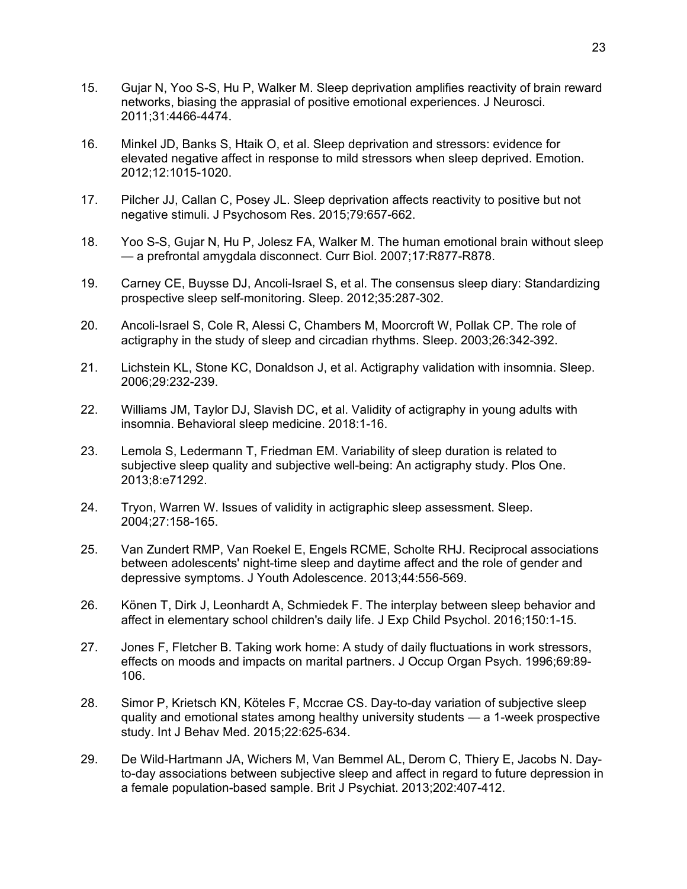15. Gujar N, Yoo S-S, Hu P, Walker M. Sleep deprivation amplifies reactivity of brain reward networks, biasing the apprasial of positive emotional experiences. J Neurosci. 2011;31:4466-4474.

16. Minkel JD, Banks S, Htaik O, et al. Sleep deprivation and stressors: evidence for elevated negative affect in response to mild stressors when sleep deprived. Emotion. 2012;12:1015-1020.

17. Pilcher JJ, Callan C, Posey JL. Sleep deprivation affects reactivity to positive but not negative stimuli. J Psychosom Res. 2015;79:657-662.

18. Yoo S-S, Gujar N, Hu P, Jolesz FA, Walker M. The human emotional brain without sleep — a prefrontal amygdala disconnect. Curr Biol. 2007;17:R877-R878.

19. Carney CE, Buysse DJ, Ancoli-Israel S, et al. The consensus sleep diary: Standardizing prospective sleep self-monitoring. Sleep. 2012;35:287-302.

20. Ancoli-Israel S, Cole R, Alessi C, Chambers M, Moorcroft W, Pollak CP. The role of actigraphy in the study of sleep and circadian rhythms. Sleep. 2003;26:342-392.

21. Lichstein KL, Stone KC, Donaldson J, et al. Actigraphy validation with insomnia. Sleep. 2006;29:232-239.

22. Williams JM, Taylor DJ, Slavish DC, et al. Validity of actigraphy in young adults with insomnia. Behavioral sleep medicine. 2018:1-16.

23. Lemola S, Ledermann T, Friedman EM. Variability of sleep duration is related to subjective sleep quality and subjective well-being: An actigraphy study. Plos One. 2013;8:e71292.

24. Tryon, Warren W. Issues of validity in actigraphic sleep assessment. Sleep. 2004;27:158-165.

25. Van Zundert RMP, Van Roekel E, Engels RCME, Scholte RHJ. Reciprocal associations between adolescents' night-time sleep and daytime affect and the role of gender and depressive symptoms. J Youth Adolescence. 2013;44:556-569.

26. Könen T, Dirk J, Leonhardt A, Schmiedek F. The interplay between sleep behavior and affect in elementary school children's daily life. J Exp Child Psychol. 2016;150:1-15.

27. Jones F, Fletcher B. Taking work home: A study of daily fluctuations in work stressors, effects on moods and impacts on marital partners. J Occup Organ Psych. 1996;69:89-106.

28. Simor P, Krietsch KN, Köteles F, Mccrae CS. Day-to-day variation of subjective sleep quality and emotional states among healthy university students — a 1-week prospective study. Int J Behav Med. 2015;22:625-634.

29. De Wild-Hartmann JA, Wichers M, Van Bemmel AL, Derom C, Thiery E, Jacobs N. Day-to-day associations between subjective sleep and affect in regard to future depression in a female population-based sample. Brit J Psychiat. 2013;202:407-412.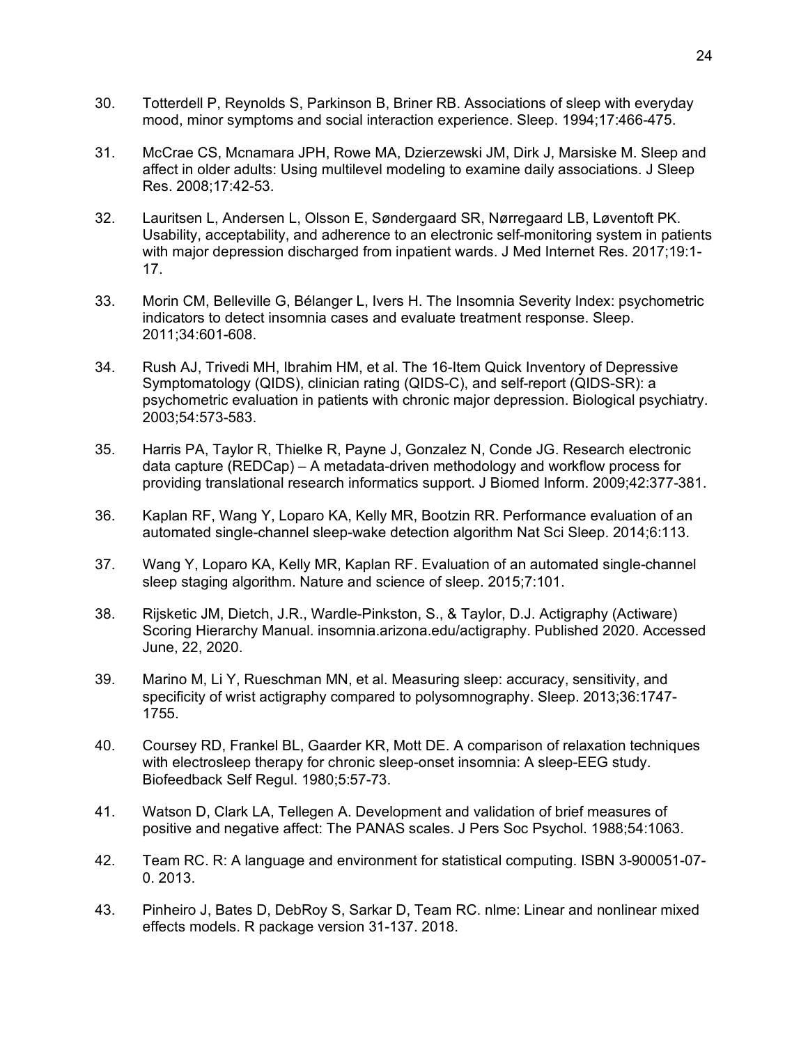30. Totterdell P, Reynolds S, Parkinson B, Briner RB. Associations of sleep with everyday mood, minor symptoms and social interaction experience. Sleep. 1994;17:466-475.

31. McCrae CS, Mcnamara JPH, Rowe MA, Dzierzewski JM, Dirk J, Marsiske M. Sleep and affect in older adults: Using multilevel modeling to examine daily associations. J Sleep Res. 2008;17:42-53.

32. Lauritsen L, Andersen L, Olsson E, Søndergaard SR, Nørregaard LB, Løventoft PK. Usability, acceptability, and adherence to an electronic self-monitoring system in patients with major depression discharged from inpatient wards. J Med Internet Res. 2017;19:1-17.

33. Morin CM, Belleville G, Bélanger L, Ivers H. The Insomnia Severity Index: psychometric indicators to detect insomnia cases and evaluate treatment response. Sleep. 2011;34:601-608.

34. Rush AJ, Trivedi MH, Ibrahim HM, et al. The 16-Item Quick Inventory of Depressive Symptomatology (QIDS), clinician rating (QIDS-C), and self-report (QIDS-SR): a psychometric evaluation in patients with chronic major depression. Biological psychiatry. 2003;54:573-583.

35. Harris PA, Taylor R, Thielke R, Payne J, Gonzalez N, Conde JG. Research electronic data capture (REDCap) – A metadata-driven methodology and workflow process for providing translational research informatics support. J Biomed Inform. 2009;42:377-381.

36. Kaplan RF, Wang Y, Loparo KA, Kelly MR, Bootzin RR. Performance evaluation of an automated single-channel sleep-wake detection algorithm Nat Sci Sleep. 2014;6:113.

37. Wang Y, Loparo KA, Kelly MR, Kaplan RF. Evaluation of an automated single-channel sleep staging algorithm. Nature and science of sleep. 2015;7:101.

38. Rijsketic JM, Dietch, J.R., Wardle-Pinkston, S., & Taylor, D.J. Actigraphy (Actiware) Scoring Hierarchy Manual. insomnia.arizona.edu/actigraphy. Published 2020. Accessed June, 22, 2020.

39. Marino M, Li Y, Rueschman MN, et al. Measuring sleep: accuracy, sensitivity, and specificity of wrist actigraphy compared to polysomnography. Sleep. 2013;36:1747-1755.

40. Coursey RD, Frankel BL, Gaarder KR, Mott DE. A comparison of relaxation techniques with electrosleep therapy for chronic sleep-onset insomnia: A sleep-EEG study. Biofeedback Self Regul. 1980;5:57-73.

41. Watson D, Clark LA, Tellegen A. Development and validation of brief measures of positive and negative affect: The PANAS scales. J Pers Soc Psychol. 1988;54:1063.

42. Team RC. R: A language and environment for statistical computing. ISBN 3-900051-07-0. 2013.

43. Pinheiro J, Bates D, DebRoy S, Sarkar D, Team RC. nlme: Linear and nonlinear mixed effects models. R package version 31-137. 2018.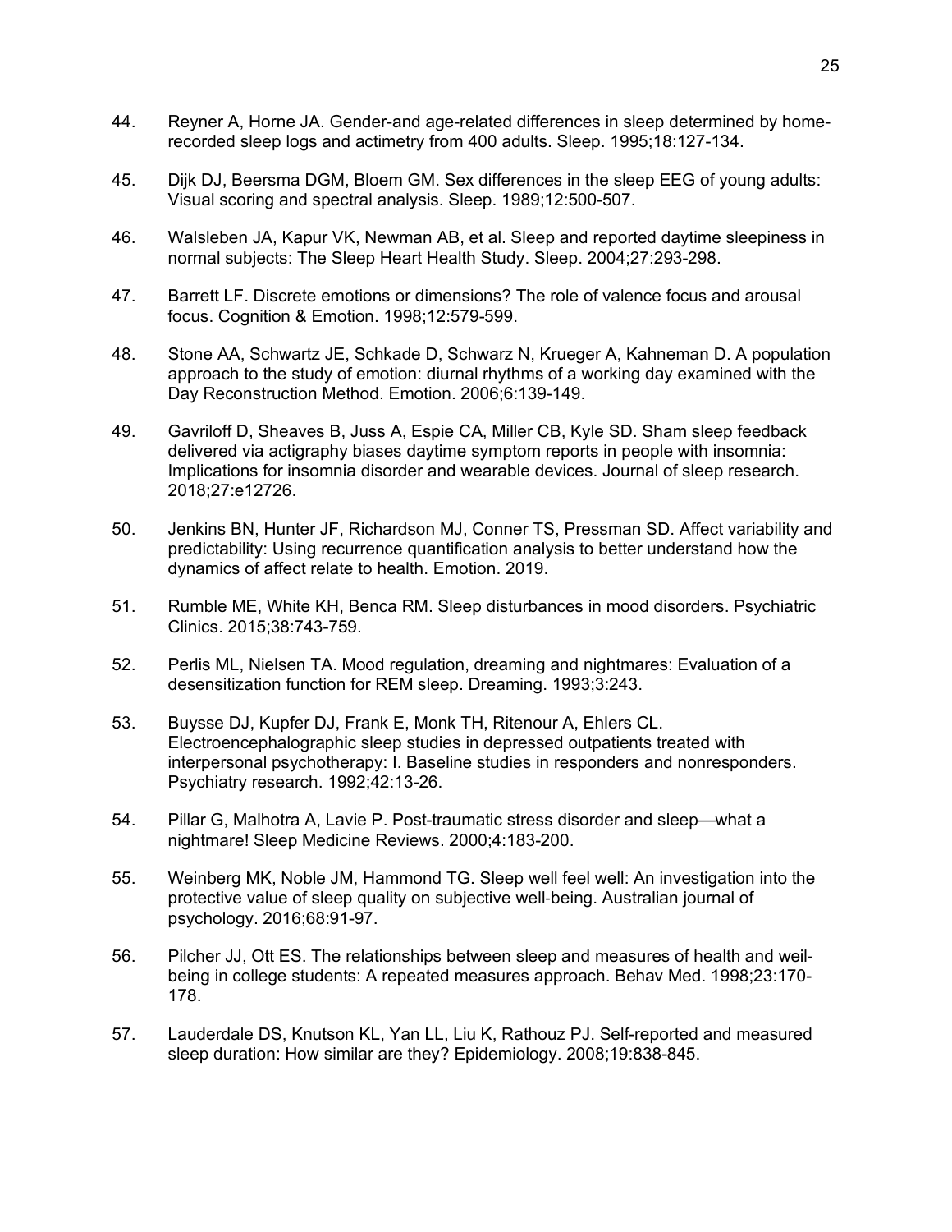44. Reyner A, Horne JA. Gender-and age-related differences in sleep determined by home-recorded sleep logs and actimetry from 400 adults. Sleep. 1995;18:127-134.

45. Dijk DJ, Beersma DGM, Bloem GM. Sex differences in the sleep EEG of young adults: Visual scoring and spectral analysis. Sleep. 1989;12:500-507.

46. Walsleben JA, Kapur VK, Newman AB, et al. Sleep and reported daytime sleepiness in normal subjects: The Sleep Heart Health Study. Sleep. 2004;27:293-298.

47. Barrett LF. Discrete emotions or dimensions? The role of valence focus and arousal focus. Cognition & Emotion. 1998;12:579-599.

48. Stone AA, Schwartz JE, Schkade D, Schwarz N, Krueger A, Kahneman D. A population approach to the study of emotion: diurnal rhythms of a working day examined with the Day Reconstruction Method. Emotion. 2006;6:139-149.

49. Gavriloff D, Sheaves B, Juss A, Espie CA, Miller CB, Kyle SD. Sham sleep feedback delivered via actigraphy biases daytime symptom reports in people with insomnia: Implications for insomnia disorder and wearable devices. Journal of sleep research. 2018;27:e12726.

50. Jenkins BN, Hunter JF, Richardson MJ, Conner TS, Pressman SD. Affect variability and predictability: Using recurrence quantification analysis to better understand how the dynamics of affect relate to health. Emotion. 2019.

51. Rumble ME, White KH, Benca RM. Sleep disturbances in mood disorders. Psychiatric Clinics. 2015;38:743-759.

52. Perlis ML, Nielsen TA. Mood regulation, dreaming and nightmares: Evaluation of a desensitization function for REM sleep. Dreaming. 1993;3:243.

53. Buysse DJ, Kupfer DJ, Frank E, Monk TH, Ritenour A, Ehlers CL. Electroencephalographic sleep studies in depressed outpatients treated with interpersonal psychotherapy: I. Baseline studies in responders and nonresponders. Psychiatry research. 1992;42:13-26.

54. Pillar G, Malhotra A, Lavie P. Post-traumatic stress disorder and sleep—what a nightmare! Sleep Medicine Reviews. 2000;4:183-200.

55. Weinberg MK, Noble JM, Hammond TG. Sleep well feel well: An investigation into the protective value of sleep quality on subjective well-being. Australian journal of psychology. 2016;68:91-97.

56. Pilcher JJ, Ott ES. The relationships between sleep and measures of health and weil-being in college students: A repeated measures approach. Behav Med. 1998;23:170-178.

57. Lauderdale DS, Knutson KL, Yan LL, Liu K, Rathouz PJ. Self-reported and measured sleep duration: How similar are they? Epidemiology. 2008;19:838-845.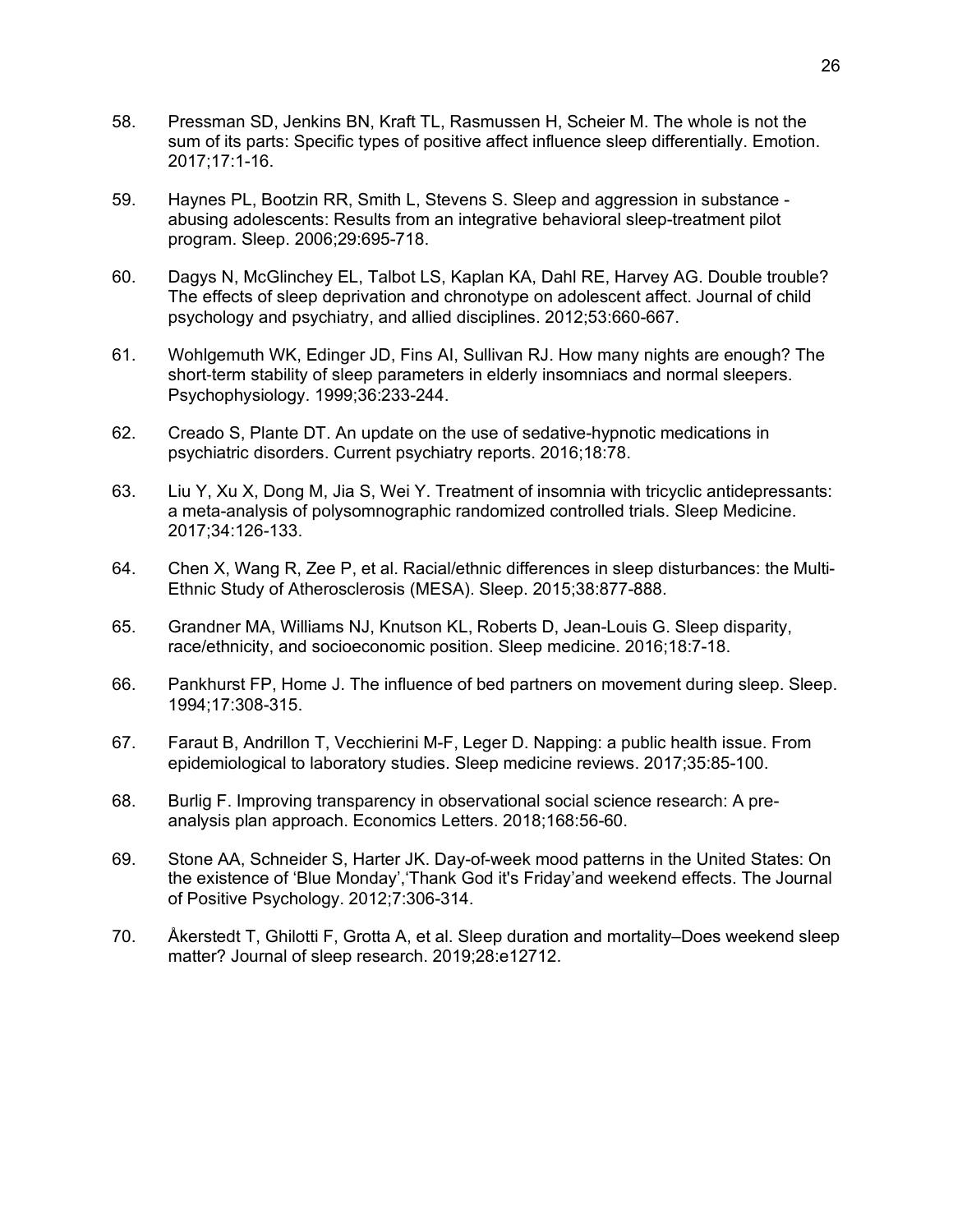58. Pressman SD, Jenkins BN, Kraft TL, Rasmussen H, Scheier M. The whole is not the sum of its parts: Specific types of positive affect influence sleep differentially. Emotion. 2017;17:1-16.

59. Haynes PL, Bootzin RR, Smith L, Stevens S. Sleep and aggression in substance - abusing adolescents: Results from an integrative behavioral sleep-treatment pilot program. Sleep. 2006;29:695-718.

60. Dagys N, McGlinchey EL, Talbot LS, Kaplan KA, Dahl RE, Harvey AG. Double trouble? The effects of sleep deprivation and chronotype on adolescent affect. Journal of child psychology and psychiatry, and allied disciplines. 2012;53:660-667.

61. Wohlgemuth WK, Edinger JD, Fins AI, Sullivan RJ. How many nights are enough? The short-term stability of sleep parameters in elderly insomniacs and normal sleepers. Psychophysiology. 1999;36:233-244.

62. Creado S, Plante DT. An update on the use of sedative-hypnotic medications in psychiatric disorders. Current psychiatry reports. 2016;18:78.

63. Liu Y, Xu X, Dong M, Jia S, Wei Y. Treatment of insomnia with tricyclic antidepressants: a meta-analysis of polysomnographic randomized controlled trials. Sleep Medicine. 2017;34:126-133.

64. Chen X, Wang R, Zee P, et al. Racial/ethnic differences in sleep disturbances: the Multi-Ethnic Study of Atherosclerosis (MESA). Sleep. 2015;38:877-888.

65. Grandner MA, Williams NJ, Knutson KL, Roberts D, Jean-Louis G. Sleep disparity, race/ethnicity, and socioeconomic position. Sleep medicine. 2016;18:7-18.

66. Pankhurst FP, Home J. The influence of bed partners on movement during sleep. Sleep. 1994;17:308-315.

67. Faraut B, Andrillon T, Vecchierini M-F, Leger D. Napping: a public health issue. From epidemiological to laboratory studies. Sleep medicine reviews. 2017;35:85-100.

68. Burlig F. Improving transparency in observational social science research: A pre-analysis plan approach. Economics Letters. 2018;168:56-60.

69. Stone AA, Schneider S, Harter JK. Day-of-week mood patterns in the United States: On the existence of 'Blue Monday','Thank God it's Friday'and weekend effects. The Journal of Positive Psychology. 2012;7:306-314.

70. Åkerstedt T, Ghilotti F, Grotta A, et al. Sleep duration and mortality–Does weekend sleep matter? Journal of sleep research. 2019;28:e12712.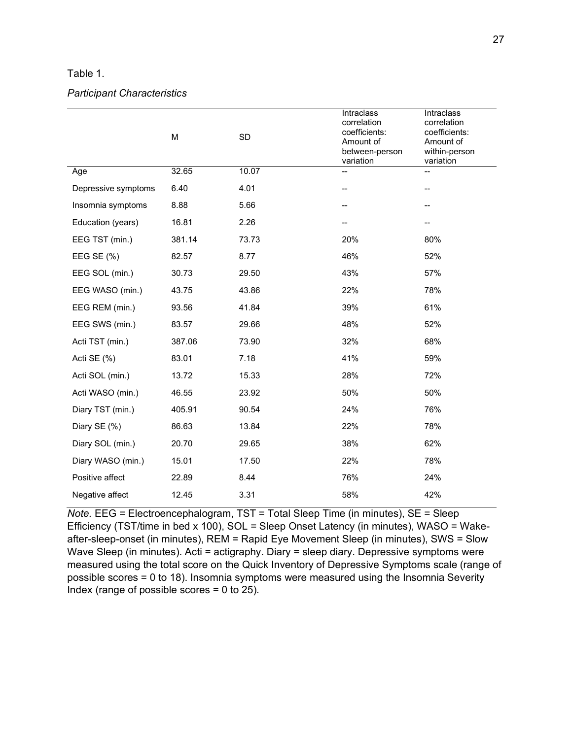Table 1.

*Participant Characteristics*

| | M | SD | Intraclass correlation coefficients: Amount of between-person variation | Intraclass correlation coefficients: Amount of within-person variation |
|---|---|---|---|---|
| Age | 32.65 | 10.07 | -- | -- |
| Depressive symptoms | 6.40 | 4.01 | -- | -- |
| Insomnia symptoms | 8.88 | 5.66 | -- | -- |
| Education (years) | 16.81 | 2.26 | -- | -- |
| EEG TST (min.) | 381.14 | 73.73 | 20% | 80% |
| EEG SE (%) | 82.57 | 8.77 | 46% | 52% |
| EEG SOL (min.) | 30.73 | 29.50 | 43% | 57% |
| EEG WASO (min.) | 43.75 | 43.86 | 22% | 78% |
| EEG REM (min.) | 93.56 | 41.84 | 39% | 61% |
| EEG SWS (min.) | 83.57 | 29.66 | 48% | 52% |
| Acti TST (min.) | 387.06 | 73.90 | 32% | 68% |
| Acti SE (%) | 83.01 | 7.18 | 41% | 59% |
| Acti SOL (min.) | 13.72 | 15.33 | 28% | 72% |
| Acti WASO (min.) | 46.55 | 23.92 | 50% | 50% |
| Diary TST (min.) | 405.91 | 90.54 | 24% | 76% |
| Diary SE (%) | 86.63 | 13.84 | 22% | 78% |
| Diary SOL (min.) | 20.70 | 29.65 | 38% | 62% |
| Diary WASO (min.) | 15.01 | 17.50 | 22% | 78% |
| Positive affect | 22.89 | 8.44 | 76% | 24% |
| Negative affect | 12.45 | 3.31 | 58% | 42% |

*Note.* EEG = Electroencephalogram, TST = Total Sleep Time (in minutes), SE = Sleep Efficiency (TST/time in bed x 100), SOL = Sleep Onset Latency (in minutes), WASO = Wake-after-sleep-onset (in minutes), REM = Rapid Eye Movement Sleep (in minutes), SWS = Slow Wave Sleep (in minutes). Acti = actigraphy. Diary = sleep diary. Depressive symptoms were measured using the total score on the Quick Inventory of Depressive Symptoms scale (range of possible scores = 0 to 18). Insomnia symptoms were measured using the Insomnia Severity Index (range of possible scores = 0 to 25).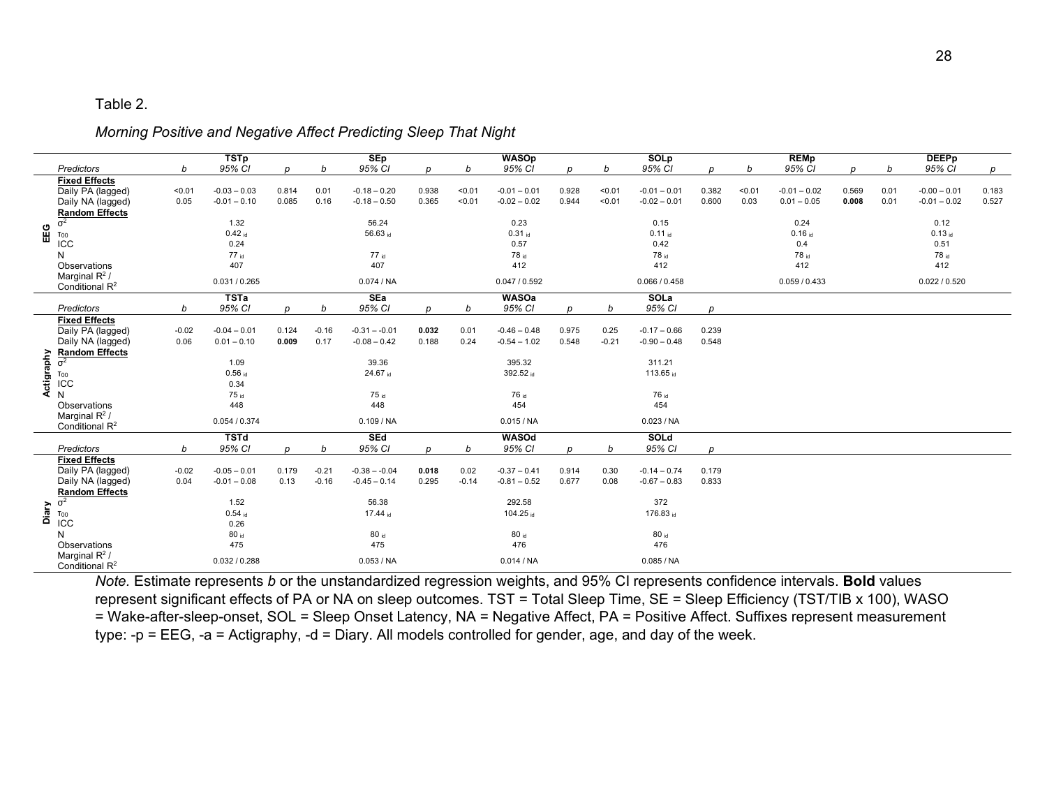Table 2.

*Morning Positive and Negative Affect Predicting Sleep That Night*

| | | TSTp | | | SEp | | | WASOp | | | SOLp | | | REMp | | | DEEPp | | |
|---|---|---|---|---|---|---|---|---|---|---|---|---|---|---|---|---|---|---|---|
| | *Predictors* | *b* | *95% CI* | *p* | *b* | *95% CI* | *p* | *b* | *95% CI* | *p* | *b* | *95% CI* | *p* | *b* | *95% CI* | *p* | *b* | *95% CI* | *p* |
| EEG | **Fixed Effects** | | | | | | | | | | | | | | | | | | |
| | Daily PA (lagged) | <0.01 | -0.03 – 0.03 | 0.814 | 0.01 | -0.18 – 0.20 | 0.938 | <0.01 | -0.01 – 0.01 | 0.928 | <0.01 | -0.01 – 0.01 | 0.382 | <0.01 | -0.01 – 0.02 | 0.569 | 0.01 | -0.00 – 0.01 | 0.183 |
| | Daily NA (lagged) | 0.05 | -0.01 – 0.10 | 0.085 | 0.16 | -0.18 – 0.50 | 0.365 | <0.01 | -0.02 – 0.02 | 0.944 | <0.01 | -0.02 – 0.01 | 0.600 | 0.03 | 0.01 – 0.05 | **0.008** | 0.01 | -0.01 – 0.02 | 0.527 |
| | **Random Effects** | | | | | | | | | | | | | | | | | | |
| | $\sigma^2$ | | 1.32 | | | 56.24 | | | 0.23 | | | 0.15 | | | 0.24 | | | 0.12 | |
| | $\tau_{00}$ | | $0.42_{id}$ | | | $56.63_{id}$ | | | $0.31_{id}$ | | | $0.11_{id}$ | | | $0.16_{id}$ | | | $0.13_{id}$ | |
| | ICC | | 0.24 | | | | | | 0.57 | | | 0.42 | | | 0.4 | | | 0.51 | |
| | N | | $77_{id}$ | | | $77_{id}$ | | | $78_{id}$ | | | $78_{id}$ | | | $78_{id}$ | | | $78_{id}$ | |
| | Observations | | 407 | | | 407 | | | 412 | | | 412 | | | 412 | | | 412 | |
| | Marginal $R^2$ / Conditional $R^2$ | | 0.031 / 0.265 | | | 0.074 / NA | | | 0.047 / 0.592 | | | 0.066 / 0.458 | | | 0.059 / 0.433 | | | 0.022 / 0.520 | |
| | | TSTa | | | SEa | | | WASOa | | | SOLa | | | | | | | | |
| | *Predictors* | *b* | *95% CI* | *p* | *b* | *95% CI* | *p* | *b* | *95% CI* | *p* | *b* | *95% CI* | *p* | | | | | | |
| Actigraphy | **Fixed Effects** | | | | | | | | | | | | | | | | | | |
| | Daily PA (lagged) | -0.02 | -0.04 – 0.01 | 0.124 | -0.16 | -0.31 – -0.01 | **0.032** | 0.01 | -0.46 – 0.48 | 0.975 | 0.25 | -0.17 – 0.66 | 0.239 | | | | | | |
| | Daily NA (lagged) | 0.06 | 0.01 – 0.10 | **0.009** | 0.17 | -0.08 – 0.42 | 0.188 | 0.24 | -0.54 – 1.02 | 0.548 | -0.21 | -0.90 – 0.48 | 0.548 | | | | | | |
| | **Random Effects** | | | | | | | | | | | | | | | | | | |
| | $\sigma^2$ | | 1.09 | | | 39.36 | | | 395.32 | | | 311.21 | | | | | | | |
| | $\tau_{00}$ | | $0.56_{id}$ | | | $24.67_{id}$ | | | $392.52_{id}$ | | | $113.65_{id}$ | | | | | | | |
| | ICC | | 0.34 | | | | | | | | | | | | | | | | |
| | N | | $75_{id}$ | | | $75_{id}$ | | | $76_{id}$ | | | $76_{id}$ | | | | | | | |
| | Observations | | 448 | | | 448 | | | 454 | | | 454 | | | | | | | |
| | Marginal $R^2$ / Conditional $R^2$ | | 0.054 / 0.374 | | | 0.109 / NA | | | 0.015 / NA | | | 0.023 / NA | | | | | | | |
| | | TSTd | | | SEd | | | WASOd | | | SOLd | | | | | | | | |
| | *Predictors* | *b* | *95% CI* | *p* | *b* | *95% CI* | *p* | *b* | *95% CI* | *p* | *b* | *95% CI* | *p* | | | | | | |
| Diary | **Fixed Effects** | | | | | | | | | | | | | | | | | | |
| | Daily PA (lagged) | -0.02 | -0.05 – 0.01 | 0.179 | -0.21 | -0.38 – -0.04 | **0.018** | 0.02 | -0.37 – 0.41 | 0.914 | 0.30 | -0.14 – 0.74 | 0.179 | | | | | | |
| | Daily NA (lagged) | 0.04 | -0.01 – 0.08 | 0.13 | -0.16 | -0.45 – 0.14 | 0.295 | -0.14 | -0.81 – 0.52 | 0.677 | 0.08 | -0.67 – 0.83 | 0.833 | | | | | | |
| | **Random Effects** | | | | | | | | | | | | | | | | | | |
| | $\sigma^2$ | | 1.52 | | | 56.38 | | | 292.58 | | | 372 | | | | | | | |
| | $\tau_{00}$ | | $0.54_{id}$ | | | $17.44_{id}$ | | | $104.25_{id}$ | | | $176.83_{id}$ | | | | | | | |
| | ICC | | 0.26 | | | | | | | | | | | | | | | | |
| | N | | $80_{id}$ | | | $80_{id}$ | | | $80_{id}$ | | | $80_{id}$ | | | | | | | |
| | Observations | | 475 | | | 475 | | | 476 | | | 476 | | | | | | | |
| | Marginal $R^2$ / Conditional $R^2$ | | 0.032 / 0.288 | | | 0.053 / NA | | | 0.014 / NA | | | 0.085 / NA | | | | | | | |

*Note.* Estimate represents *b* or the unstandardized regression weights, and 95% CI represents confidence intervals. **Bold** values represent significant effects of PA or NA on sleep outcomes. TST = Total Sleep Time, SE = Sleep Efficiency (TST/TIB x 100), WASO = Wake-after-sleep-onset, SOL = Sleep Onset Latency, NA = Negative Affect, PA = Positive Affect. Suffixes represent measurement type: -p = EEG, -a = Actigraphy, -d = Diary. All models controlled for gender, age, and day of the week.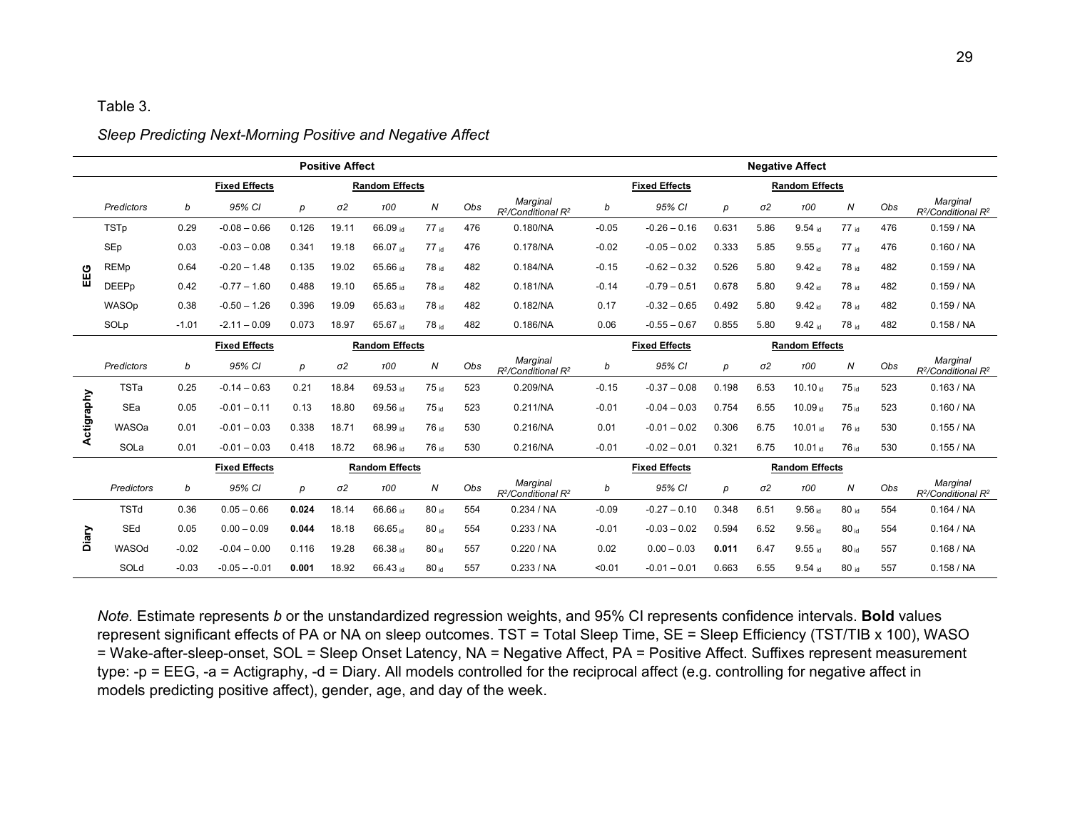Table 3.

*Sleep Predicting Next-Morning Positive and Negative Affect*

| | | Positive Affect | | | | | | | | Negative Affect | | | | | | | |
|---|---|---|---|---|---|---|---|---|---|---|---|---|---|---|---|---|---|
| | | Fixed Effects | | | Random Effects | | | | | Fixed Effects | | | Random Effects | | | | |
| | *Predictors* | *b* | *95% CI* | *p* | *σ2* | *τ00* | *N* | *Obs* | *Marginal $R^2$/Conditional $R^2$* | *b* | *95% CI* | *p* | *σ2* | *τ00* | *N* | *Obs* | *Marginal $R^2$/Conditional $R^2$* |
| **EEG** | TSTp | 0.29 | -0.08 – 0.66 | 0.126 | 19.11 | 66.09 $_{id}$ | 77 $_{id}$ | 476 | 0.180/NA | -0.05 | -0.26 – 0.16 | 0.631 | 5.86 | 9.54 $_{id}$ | 77 $_{id}$ | 476 | 0.159 / NA |
| | SEp | 0.03 | -0.03 – 0.08 | 0.341 | 19.18 | 66.07 $_{id}$ | 77 $_{id}$ | 476 | 0.178/NA | -0.02 | -0.05 – 0.02 | 0.333 | 5.85 | 9.55 $_{id}$ | 77 $_{id}$ | 476 | 0.160 / NA |
| | REMp | 0.64 | -0.20 – 1.48 | 0.135 | 19.02 | 65.66 $_{id}$ | 78 $_{id}$ | 482 | 0.184/NA | -0.15 | -0.62 – 0.32 | 0.526 | 5.80 | 9.42 $_{id}$ | 78 $_{id}$ | 482 | 0.159 / NA |
| | DEEPp | 0.42 | -0.77 – 1.60 | 0.488 | 19.10 | 65.65 $_{id}$ | 78 $_{id}$ | 482 | 0.181/NA | -0.14 | -0.79 – 0.51 | 0.678 | 5.80 | 9.42 $_{id}$ | 78 $_{id}$ | 482 | 0.159 / NA |
| | WASOp | 0.38 | -0.50 – 1.26 | 0.396 | 19.09 | 65.63 $_{id}$ | 78 $_{id}$ | 482 | 0.182/NA | 0.17 | -0.32 – 0.65 | 0.492 | 5.80 | 9.42 $_{id}$ | 78 $_{id}$ | 482 | 0.159 / NA |
| | SOLp | -1.01 | -2.11 – 0.09 | 0.073 | 18.97 | 65.67 $_{id}$ | 78 $_{id}$ | 482 | 0.186/NA | 0.06 | -0.55 – 0.67 | 0.855 | 5.80 | 9.42 $_{id}$ | 78 $_{id}$ | 482 | 0.158 / NA |
| | | Fixed Effects | | | Random Effects | | | | | Fixed Effects | | | Random Effects | | | | |
| | *Predictors* | *b* | *95% CI* | *p* | *σ2* | *τ00* | *N* | *Obs* | *Marginal $R^2$/Conditional $R^2$* | *b* | *95% CI* | *p* | *σ2* | *τ00* | *N* | *Obs* | *Marginal $R^2$/Conditional $R^2$* |
| **Actigraphy** | TSTa | 0.25 | -0.14 – 0.63 | 0.21 | 18.84 | 69.53 $_{id}$ | 75 $_{id}$ | 523 | 0.209/NA | -0.15 | -0.37 – 0.08 | 0.198 | 6.53 | 10.10 $_{id}$ | 75 $_{id}$ | 523 | 0.163 / NA |
| | SEa | 0.05 | -0.01 – 0.11 | 0.13 | 18.80 | 69.56 $_{id}$ | 75 $_{id}$ | 523 | 0.211/NA | -0.01 | -0.04 – 0.03 | 0.754 | 6.55 | 10.09 $_{id}$ | 75 $_{id}$ | 523 | 0.160 / NA |
| | WASOa | 0.01 | -0.01 – 0.03 | 0.338 | 18.71 | 68.99 $_{id}$ | 76 $_{id}$ | 530 | 0.216/NA | 0.01 | -0.01 – 0.02 | 0.306 | 6.75 | 10.01 $_{id}$ | 76 $_{id}$ | 530 | 0.155 / NA |
| | SOLa | 0.01 | -0.01 – 0.03 | 0.418 | 18.72 | 68.96 $_{id}$ | 76 $_{id}$ | 530 | 0.216/NA | -0.01 | -0.02 – 0.01 | 0.321 | 6.75 | 10.01 $_{id}$ | 76 $_{id}$ | 530 | 0.155 / NA |
| | | Fixed Effects | | | Random Effects | | | | | Fixed Effects | | | Random Effects | | | | |
| | *Predictors* | *b* | *95% CI* | *p* | *σ2* | *τ00* | *N* | *Obs* | *Marginal $R^2$/Conditional $R^2$* | *b* | *95% CI* | *p* | *σ2* | *τ00* | *N* | *Obs* | *Marginal $R^2$/Conditional $R^2$* |
| **Diary** | TSTd | 0.36 | 0.05 – 0.66 | **0.024** | 18.14 | 66.66 $_{id}$ | 80 $_{id}$ | 554 | 0.234 / NA | -0.09 | -0.27 – 0.10 | 0.348 | 6.51 | 9.56 $_{id}$ | 80 $_{id}$ | 554 | 0.164 / NA |
| | SEd | 0.05 | 0.00 – 0.09 | **0.044** | 18.18 | 66.65 $_{id}$ | 80 $_{id}$ | 554 | 0.233 / NA | -0.01 | -0.03 – 0.02 | 0.594 | 6.52 | 9.56 $_{id}$ | 80 $_{id}$ | 554 | 0.164 / NA |
| | WASOd | -0.02 | -0.04 – 0.00 | 0.116 | 19.28 | 66.38 $_{id}$ | 80 $_{id}$ | 557 | 0.220 / NA | 0.02 | 0.00 – 0.03 | **0.011** | 6.47 | 9.55 $_{id}$ | 80 $_{id}$ | 557 | 0.168 / NA |
| | SOLd | -0.03 | -0.05 – -0.01 | **0.001** | 18.92 | 66.43 $_{id}$ | 80 $_{id}$ | 557 | 0.233 / NA | <0.01 | -0.01 – 0.01 | 0.663 | 6.55 | 9.54 $_{id}$ | 80 $_{id}$ | 557 | 0.158 / NA |

*Note.* Estimate represents *b* or the unstandardized regression weights, and 95% CI represents confidence intervals. **Bold** values represent significant effects of PA or NA on sleep outcomes. TST = Total Sleep Time, SE = Sleep Efficiency (TST/TIB x 100), WASO = Wake-after-sleep-onset, SOL = Sleep Onset Latency, NA = Negative Affect, PA = Positive Affect. Suffixes represent measurement type: -p = EEG, -a = Actigraphy, -d = Diary. All models controlled for the reciprocal affect (e.g. controlling for negative affect in models predicting positive affect), gender, age, and day of the week.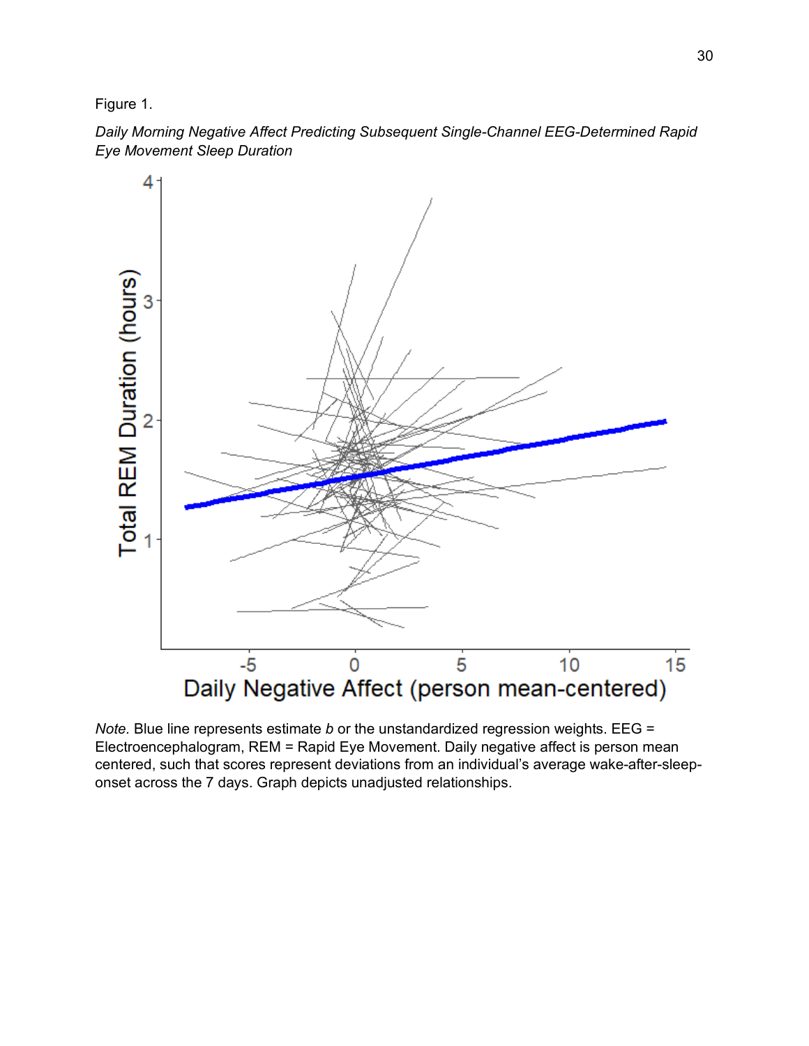Figure 1.

*Daily Morning Negative Affect Predicting Subsequent Single-Channel EEG-Determined Rapid Eye Movement Sleep Duration*

Total REM Duration (hours)

4

3

2

1

-5

0

5

10

15

Daily Negative Affect (person mean-centered)

*Note.* Blue line represents estimate *b* or the unstandardized regression weights. EEG = Electroencephalogram, REM = Rapid Eye Movement. Daily negative affect is person mean centered, such that scores represent deviations from an individual's average wake-after-sleep-onset across the 7 days. Graph depicts unadjusted relationships.